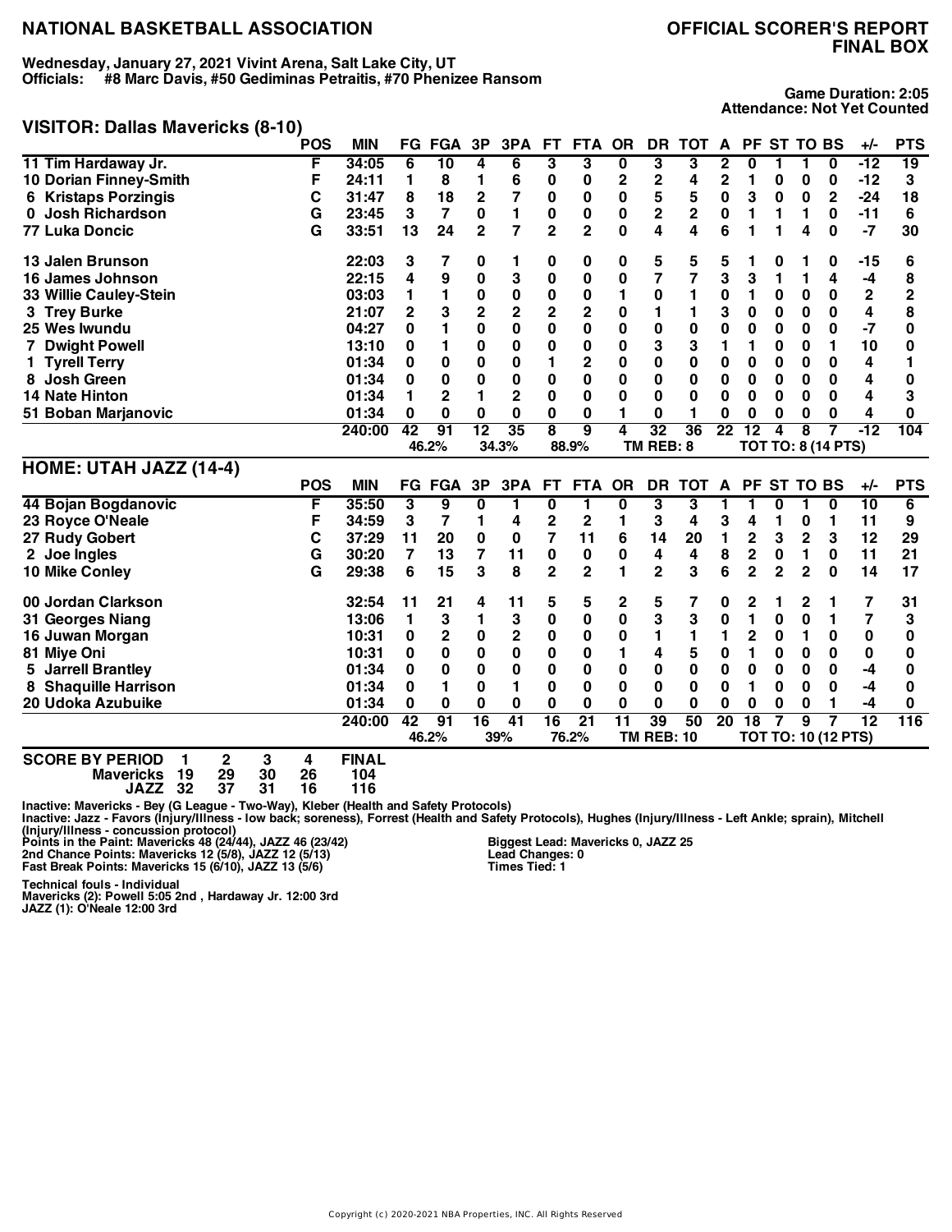# NATIONAL BASKETBALL ASSOCIATION

## OFFICIAL SCORER'S REPORT
## FINAL BOX

**Wednesday, January 27, 2021 Vivint Arena, Salt Lake City, UT**
**Officials: #8 Marc Davis, #50 Gediminas Petraitis, #70 Phenizee Ransom**

**Game Duration: 2:05**
**Attendance: Not Yet Counted**

### VISITOR: Dallas Mavericks (8-10)

| | POS | MIN | FG | FGA | 3P | 3PA | FT | FTA | OR | DR | TOT | A | PF | ST | TO | BS | +/- | PTS |
|---|---|---|---|---|---|---|---|---|---|---|---|---|---|---|---|---|---|---|
| 11 Tim Hardaway Jr. | F | 34:05 | 6 | 10 | 4 | 6 | 3 | 3 | 0 | 3 | 3 | 2 | 0 | 1 | 1 | 0 | -12 | 19 |
| 10 Dorian Finney-Smith | F | 24:11 | 1 | 8 | 1 | 6 | 0 | 0 | 2 | 2 | 4 | 2 | 1 | 0 | 0 | 0 | -12 | 3 |
| 6 Kristaps Porzingis | C | 31:47 | 8 | 18 | 2 | 7 | 0 | 0 | 0 | 5 | 5 | 0 | 3 | 0 | 0 | 2 | -24 | 18 |
| 0 Josh Richardson | G | 23:45 | 3 | 7 | 0 | 1 | 0 | 0 | 0 | 2 | 2 | 0 | 1 | 1 | 1 | 0 | -11 | 6 |
| 77 Luka Doncic | G | 33:51 | 13 | 24 | 2 | 7 | 2 | 2 | 0 | 4 | 4 | 6 | 1 | 1 | 4 | 0 | -7 | 30 |
| 13 Jalen Brunson | | 22:03 | 3 | 7 | 0 | 1 | 0 | 0 | 0 | 5 | 5 | 5 | 1 | 0 | 1 | 0 | -15 | 6 |
| 16 James Johnson | | 22:15 | 4 | 9 | 0 | 3 | 0 | 0 | 0 | 7 | 7 | 3 | 3 | 1 | 1 | 4 | -4 | 8 |
| 33 Willie Cauley-Stein | | 03:03 | 1 | 1 | 0 | 0 | 0 | 0 | 1 | 0 | 1 | 0 | 1 | 0 | 0 | 0 | 2 | 2 |
| 3 Trey Burke | | 21:07 | 2 | 3 | 2 | 2 | 2 | 2 | 0 | 1 | 1 | 3 | 0 | 0 | 0 | 0 | 4 | 8 |
| 25 Wes Iwundu | | 04:27 | 0 | 1 | 0 | 0 | 0 | 0 | 0 | 0 | 0 | 0 | 0 | 0 | 0 | 0 | -7 | 0 |
| 7 Dwight Powell | | 13:10 | 0 | 1 | 0 | 0 | 0 | 0 | 0 | 3 | 3 | 1 | 1 | 0 | 0 | 1 | 10 | 0 |
| 1 Tyrell Terry | | 01:34 | 0 | 0 | 0 | 0 | 1 | 2 | 0 | 0 | 0 | 0 | 0 | 0 | 0 | 0 | 4 | 1 |
| 8 Josh Green | | 01:34 | 0 | 0 | 0 | 0 | 0 | 0 | 0 | 0 | 0 | 0 | 0 | 0 | 0 | 0 | 4 | 0 |
| 14 Nate Hinton | | 01:34 | 1 | 2 | 1 | 2 | 0 | 0 | 0 | 0 | 0 | 0 | 0 | 0 | 0 | 0 | 4 | 3 |
| 51 Boban Marjanovic | | 01:34 | 0 | 0 | 0 | 0 | 0 | 0 | 1 | 0 | 1 | 0 | 0 | 0 | 0 | 0 | 4 | 0 |
| | | 240:00 | 42 | 91 | 12 | 35 | 8 | 9 | 4 | 32 | 36 | 22 | 12 | 4 | 8 | 7 | -12 | 104 |
| | | | | 46.2% | | 34.3% | | 88.9% | | TM REB: 8 | | | TOT TO: 8 (14 PTS) | | | | | |

### HOME: UTAH JAZZ (14-4)

| | POS | MIN | FG | FGA | 3P | 3PA | FT | FTA | OR | DR | TOT | A | PF | ST | TO | BS | +/- | PTS |
|---|---|---|---|---|---|---|---|---|---|---|---|---|---|---|---|---|---|---|
| 44 Bojan Bogdanovic | F | 35:50 | 3 | 9 | 0 | 1 | 0 | 1 | 0 | 3 | 3 | 1 | 1 | 0 | 1 | 0 | 10 | 6 |
| 23 Royce O'Neale | F | 34:59 | 3 | 7 | 1 | 4 | 2 | 2 | 1 | 3 | 4 | 3 | 4 | 1 | 0 | 1 | 11 | 9 |
| 27 Rudy Gobert | C | 37:29 | 11 | 20 | 0 | 0 | 7 | 11 | 6 | 14 | 20 | 1 | 2 | 3 | 2 | 3 | 12 | 29 |
| 2 Joe Ingles | G | 30:20 | 7 | 13 | 7 | 11 | 0 | 0 | 0 | 4 | 4 | 8 | 2 | 0 | 1 | 0 | 11 | 21 |
| 10 Mike Conley | G | 29:38 | 6 | 15 | 3 | 8 | 2 | 2 | 1 | 2 | 3 | 6 | 2 | 2 | 2 | 0 | 14 | 17 |
| 00 Jordan Clarkson | | 32:54 | 11 | 21 | 4 | 11 | 5 | 5 | 2 | 5 | 7 | 0 | 2 | 1 | 2 | 1 | 7 | 31 |
| 31 Georges Niang | | 13:06 | 1 | 3 | 1 | 3 | 0 | 0 | 0 | 3 | 3 | 0 | 1 | 0 | 0 | 1 | 7 | 3 |
| 16 Juwan Morgan | | 10:31 | 0 | 2 | 0 | 2 | 0 | 0 | 0 | 1 | 1 | 1 | 2 | 0 | 1 | 0 | 0 | 0 |
| 81 Miye Oni | | 10:31 | 0 | 0 | 0 | 0 | 0 | 0 | 1 | 4 | 5 | 0 | 1 | 0 | 0 | 0 | 0 | 0 |
| 5 Jarrell Brantley | | 01:34 | 0 | 0 | 0 | 0 | 0 | 0 | 0 | 0 | 0 | 0 | 0 | 0 | 0 | 0 | -4 | 0 |
| 8 Shaquille Harrison | | 01:34 | 0 | 1 | 0 | 1 | 0 | 0 | 0 | 0 | 0 | 0 | 1 | 0 | 0 | 0 | -4 | 0 |
| 20 Udoka Azubuike | | 01:34 | 0 | 0 | 0 | 0 | 0 | 0 | 0 | 0 | 0 | 0 | 0 | 0 | 0 | 1 | -4 | 0 |
| | | 240:00 | 42 | 91 | 16 | 41 | 16 | 21 | 11 | 39 | 50 | 20 | 18 | 7 | 9 | 7 | 12 | 116 |
| | | | | 46.2% | | 39% | | 76.2% | | TM REB: 10 | | | TOT TO: 10 (12 PTS) | | | | | |

| SCORE BY PERIOD | 1 | 2 | 3 | 4 | FINAL |
|---|---|---|---|---|---|
| Mavericks | 19 | 29 | 30 | 26 | 104 |
| JAZZ | 32 | 37 | 31 | 16 | 116 |

Inactive: Mavericks - Bey (G League - Two-Way), Kleber (Health and Safety Protocols)
Inactive: Jazz - Favors (Injury/Illness - low back; soreness), Forrest (Health and Safety Protocols), Hughes (Injury/Illness - Left Ankle; sprain), Mitchell (Injury/Illness - concussion protocol)

Points in the Paint: Mavericks 48 (24/44), JAZZ 46 (23/42)
2nd Chance Points: Mavericks 12 (5/8), JAZZ 12 (5/13)
Fast Break Points: Mavericks 15 (6/10), JAZZ 13 (5/6)

Biggest Lead: Mavericks 0, JAZZ 25
Lead Changes: 0
Times Tied: 1

Technical fouls - Individual
Mavericks (2): Powell 5:05 2nd , Hardaway Jr. 12:00 3rd
JAZZ (1): O'Neale 12:00 3rd

Copyright (c) 2020-2021 NBA Properties, INC. All Rights Reserved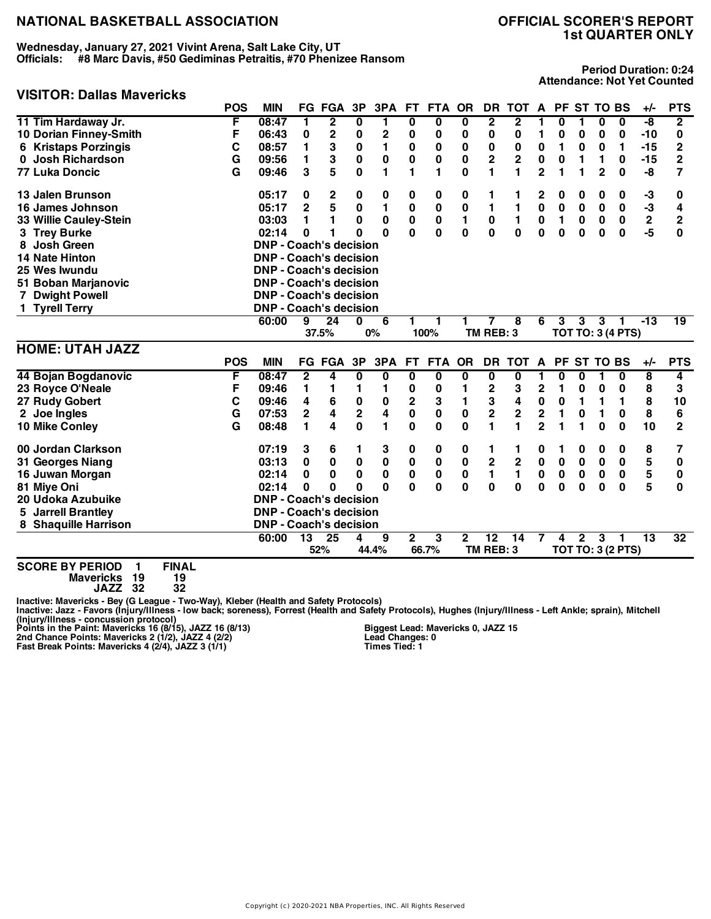# NATIONAL BASKETBALL ASSOCIATION

## OFFICIAL SCORER'S REPORT
## 1st QUARTER ONLY

**Wednesday, January 27, 2021 Vivint Arena, Salt Lake City, UT**
**Officials: #8 Marc Davis, #50 Gediminas Petraitis, #70 Phenizee Ransom**

**Period Duration: 0:24**
**Attendance: Not Yet Counted**

### VISITOR: Dallas Mavericks

| | POS | MIN | FG | FGA | 3P | 3PA | FT | FTA | OR | DR | TOT | A | PF | ST | TO | BS | +/- | PTS |
|---|---|---|---|---|---|---|---|---|---|---|---|---|---|---|---|---|---|---|
| 11 Tim Hardaway Jr. | F | 08:47 | 1 | 2 | 0 | 1 | 0 | 0 | 0 | 2 | 2 | 1 | 0 | 1 | 0 | 0 | -8 | 2 |
| 10 Dorian Finney-Smith | F | 06:43 | 0 | 2 | 0 | 2 | 0 | 0 | 0 | 0 | 0 | 1 | 0 | 0 | 0 | 0 | -10 | 0 |
| 6 Kristaps Porzingis | C | 08:57 | 1 | 3 | 0 | 1 | 0 | 0 | 0 | 0 | 0 | 0 | 1 | 0 | 0 | 1 | -15 | 2 |
| 0 Josh Richardson | G | 09:56 | 1 | 3 | 0 | 0 | 0 | 0 | 0 | 2 | 2 | 0 | 0 | 1 | 1 | 0 | -15 | 2 |
| 77 Luka Doncic | G | 09:46 | 3 | 5 | 0 | 1 | 1 | 1 | 0 | 1 | 1 | 2 | 1 | 1 | 2 | 0 | -8 | 7 |
| 13 Jalen Brunson | | 05:17 | 0 | 2 | 0 | 0 | 0 | 0 | 0 | 1 | 1 | 2 | 0 | 0 | 0 | 0 | -3 | 0 |
| 16 James Johnson | | 05:17 | 2 | 5 | 0 | 1 | 0 | 0 | 0 | 1 | 1 | 0 | 0 | 0 | 0 | 0 | -3 | 4 |
| 33 Willie Cauley-Stein | | 03:03 | 1 | 1 | 0 | 0 | 0 | 0 | 1 | 0 | 1 | 0 | 1 | 0 | 0 | 0 | 2 | 2 |
| 3 Trey Burke | | 02:14 | 0 | 1 | 0 | 0 | 0 | 0 | 0 | 0 | 0 | 0 | 0 | 0 | 0 | 0 | -5 | 0 |
| 8 Josh Green | | DNP - Coach's decision | | | | | | | | | | | | | | | | |
| 14 Nate Hinton | | DNP - Coach's decision | | | | | | | | | | | | | | | | |
| 25 Wes Iwundu | | DNP - Coach's decision | | | | | | | | | | | | | | | | |
| 51 Boban Marjanovic | | DNP - Coach's decision | | | | | | | | | | | | | | | | |
| 7 Dwight Powell | | DNP - Coach's decision | | | | | | | | | | | | | | | | |
| 1 Tyrell Terry | | DNP - Coach's decision | | | | | | | | | | | | | | | | |
| | | 60:00 | 9 | 24 | 0 | 6 | 1 | 1 | 1 | 7 | 8 | 6 | 3 | 3 | 3 | 1 | -13 | 19 |
| | | | 37.5% | | 0% | | 100% | | | TM REB: 3 | | | TOT TO: 3 (4 PTS) | | | | | |

### HOME: UTAH JAZZ

| | POS | MIN | FG | FGA | 3P | 3PA | FT | FTA | OR | DR | TOT | A | PF | ST | TO | BS | +/- | PTS |
|---|---|---|---|---|---|---|---|---|---|---|---|---|---|---|---|---|---|---|
| 44 Bojan Bogdanovic | F | 08:47 | 2 | 4 | 0 | 0 | 0 | 0 | 0 | 0 | 0 | 1 | 0 | 0 | 1 | 0 | 8 | 4 |
| 23 Royce O'Neale | F | 09:46 | 1 | 1 | 1 | 1 | 0 | 0 | 1 | 2 | 3 | 2 | 1 | 0 | 0 | 0 | 8 | 3 |
| 27 Rudy Gobert | C | 09:46 | 4 | 6 | 0 | 0 | 2 | 3 | 1 | 3 | 4 | 0 | 0 | 1 | 1 | 1 | 8 | 10 |
| 2 Joe Ingles | G | 07:53 | 2 | 4 | 2 | 4 | 0 | 0 | 0 | 2 | 2 | 2 | 1 | 0 | 1 | 0 | 8 | 6 |
| 10 Mike Conley | G | 08:48 | 1 | 4 | 0 | 1 | 0 | 0 | 0 | 1 | 1 | 2 | 1 | 1 | 0 | 0 | 10 | 2 |
| 00 Jordan Clarkson | | 07:19 | 3 | 6 | 1 | 3 | 0 | 0 | 0 | 1 | 1 | 0 | 1 | 0 | 0 | 0 | 8 | 7 |
| 31 Georges Niang | | 03:13 | 0 | 0 | 0 | 0 | 0 | 0 | 0 | 2 | 2 | 0 | 0 | 0 | 0 | 0 | 5 | 0 |
| 16 Juwan Morgan | | 02:14 | 0 | 0 | 0 | 0 | 0 | 0 | 0 | 1 | 1 | 0 | 0 | 0 | 0 | 0 | 5 | 0 |
| 81 Miye Oni | | 02:14 | 0 | 0 | 0 | 0 | 0 | 0 | 0 | 0 | 0 | 0 | 0 | 0 | 0 | 0 | 5 | 0 |
| 20 Udoka Azubuike | | DNP - Coach's decision | | | | | | | | | | | | | | | | |
| 5 Jarrell Brantley | | DNP - Coach's decision | | | | | | | | | | | | | | | | |
| 8 Shaquille Harrison | | DNP - Coach's decision | | | | | | | | | | | | | | | | |
| | | 60:00 | 13 | 25 | 4 | 9 | 2 | 3 | 2 | 12 | 14 | 7 | 4 | 2 | 3 | 1 | 13 | 32 |
| | | | 52% | | 44.4% | | 66.7% | | | TM REB: 3 | | | TOT TO: 3 (2 PTS) | | | | | |

**SCORE BY PERIOD**

| | 1 | FINAL |
|---|---|---|
| Mavericks | 19 | 19 |
| JAZZ | 32 | 32 |

**Inactive: Mavericks - Bey (G League - Two-Way), Kleber (Health and Safety Protocols)**
**Inactive: Jazz - Favors (Injury/Illness - low back; soreness), Forrest (Health and Safety Protocols), Hughes (Injury/Illness - Left Ankle; sprain), Mitchell (Injury/Illness - concussion protocol)**
**Points in the Paint: Mavericks 16 (8/15), JAZZ 16 (8/13)**
**2nd Chance Points: Mavericks 2 (1/2), JAZZ 4 (2/2)**
**Fast Break Points: Mavericks 4 (2/4), JAZZ 3 (1/1)**

**Biggest Lead: Mavericks 0, JAZZ 15**
**Lead Changes: 0**
**Times Tied: 1**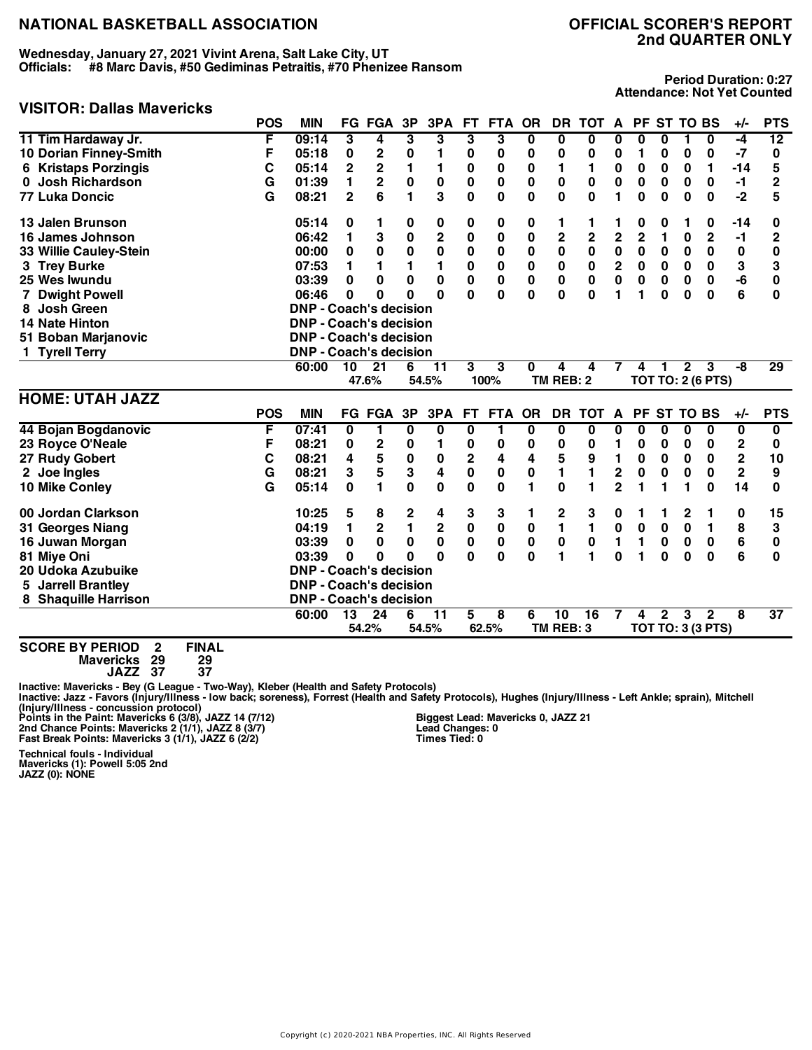# NATIONAL BASKETBALL ASSOCIATION

## OFFICIAL SCORER'S REPORT
## 2nd QUARTER ONLY

**Wednesday, January 27, 2021 Vivint Arena, Salt Lake City, UT**
**Officials: #8 Marc Davis, #50 Gediminas Petraitis, #70 Phenizee Ransom**

**Period Duration: 0:27**
**Attendance: Not Yet Counted**

### VISITOR: Dallas Mavericks

| | POS | MIN | FG | FGA | 3P | 3PA | FT | FTA | OR | DR | TOT | A | PF | ST | TO | BS | +/- | PTS |
|---|---|---|---|---|---|---|---|---|---|---|---|---|---|---|---|---|---|---|
| 11 Tim Hardaway Jr. | F | 09:14 | 3 | 4 | 3 | 3 | 3 | 3 | 0 | 0 | 0 | 0 | 0 | 0 | 1 | 0 | -4 | 12 |
| 10 Dorian Finney-Smith | F | 05:18 | 0 | 2 | 0 | 1 | 0 | 0 | 0 | 0 | 0 | 0 | 1 | 0 | 0 | 0 | -7 | 0 |
| 6 Kristaps Porzingis | C | 05:14 | 2 | 2 | 1 | 1 | 0 | 0 | 0 | 1 | 1 | 0 | 0 | 0 | 0 | 1 | -14 | 5 |
| 0 Josh Richardson | G | 01:39 | 1 | 2 | 0 | 0 | 0 | 0 | 0 | 0 | 0 | 0 | 0 | 0 | 0 | 0 | -1 | 2 |
| 77 Luka Doncic | G | 08:21 | 2 | 6 | 1 | 3 | 0 | 0 | 0 | 0 | 0 | 1 | 0 | 0 | 0 | 0 | -2 | 5 |
| 13 Jalen Brunson | | 05:14 | 0 | 1 | 0 | 0 | 0 | 0 | 0 | 1 | 1 | 1 | 0 | 0 | 1 | 0 | -14 | 0 |
| 16 James Johnson | | 06:42 | 1 | 3 | 0 | 2 | 0 | 0 | 0 | 2 | 2 | 2 | 2 | 1 | 0 | 2 | -1 | 2 |
| 33 Willie Cauley-Stein | | 00:00 | 0 | 0 | 0 | 0 | 0 | 0 | 0 | 0 | 0 | 0 | 0 | 0 | 0 | 0 | 0 | 0 |
| 3 Trey Burke | | 07:53 | 1 | 1 | 1 | 1 | 0 | 0 | 0 | 0 | 0 | 2 | 0 | 0 | 0 | 0 | 3 | 3 |
| 25 Wes Iwundu | | 03:39 | 0 | 0 | 0 | 0 | 0 | 0 | 0 | 0 | 0 | 0 | 0 | 0 | 0 | 0 | -6 | 0 |
| 7 Dwight Powell | | 06:46 | 0 | 0 | 0 | 0 | 0 | 0 | 0 | 0 | 0 | 1 | 1 | 0 | 0 | 0 | 6 | 0 |
| 8 Josh Green | | DNP - Coach's decision | | | | | | | | | | | | | | | | |
| 14 Nate Hinton | | DNP - Coach's decision | | | | | | | | | | | | | | | | |
| 51 Boban Marjanovic | | DNP - Coach's decision | | | | | | | | | | | | | | | | |
| 1 Tyrell Terry | | DNP - Coach's decision | | | | | | | | | | | | | | | | |
| | | 60:00 | 10 | 21 | 6 | 11 | 3 | 3 | 0 | 4 | 4 | 7 | 4 | 1 | 2 | 3 | -8 | 29 |
| | | | 47.6% | | 54.5% | | 100% | | | TM REB: 2 | | | TOT TO: 2 (6 PTS) | | | | | |

### HOME: UTAH JAZZ

| | POS | MIN | FG | FGA | 3P | 3PA | FT | FTA | OR | DR | TOT | A | PF | ST | TO | BS | +/- | PTS |
|---|---|---|---|---|---|---|---|---|---|---|---|---|---|---|---|---|---|---|
| 44 Bojan Bogdanovic | F | 07:41 | 0 | 1 | 0 | 0 | 0 | 1 | 0 | 0 | 0 | 0 | 0 | 0 | 0 | 0 | 0 | 0 |
| 23 Royce O'Neale | F | 08:21 | 0 | 2 | 0 | 1 | 0 | 0 | 0 | 0 | 0 | 1 | 0 | 0 | 0 | 0 | 2 | 0 |
| 27 Rudy Gobert | C | 08:21 | 4 | 5 | 0 | 0 | 2 | 4 | 4 | 5 | 9 | 1 | 0 | 0 | 0 | 0 | 2 | 10 |
| 2 Joe Ingles | G | 08:21 | 3 | 5 | 3 | 4 | 0 | 0 | 0 | 1 | 1 | 2 | 0 | 0 | 0 | 0 | 2 | 9 |
| 10 Mike Conley | G | 05:14 | 0 | 1 | 0 | 0 | 0 | 0 | 1 | 0 | 1 | 2 | 1 | 1 | 1 | 0 | 14 | 0 |
| 00 Jordan Clarkson | | 10:25 | 5 | 8 | 2 | 4 | 3 | 3 | 1 | 2 | 3 | 0 | 1 | 1 | 2 | 1 | 0 | 15 |
| 31 Georges Niang | | 04:19 | 1 | 2 | 1 | 2 | 0 | 0 | 0 | 1 | 1 | 0 | 0 | 0 | 0 | 1 | 8 | 3 |
| 16 Juwan Morgan | | 03:39 | 0 | 0 | 0 | 0 | 0 | 0 | 0 | 0 | 0 | 1 | 1 | 0 | 0 | 0 | 6 | 0 |
| 81 Miye Oni | | 03:39 | 0 | 0 | 0 | 0 | 0 | 0 | 0 | 1 | 1 | 0 | 1 | 0 | 0 | 0 | 6 | 0 |
| 20 Udoka Azubuike | | DNP - Coach's decision | | | | | | | | | | | | | | | | |
| 5 Jarrell Brantley | | DNP - Coach's decision | | | | | | | | | | | | | | | | |
| 8 Shaquille Harrison | | DNP - Coach's decision | | | | | | | | | | | | | | | | |
| | | 60:00 | 13 | 24 | 6 | 11 | 5 | 8 | 6 | 10 | 16 | 7 | 4 | 2 | 3 | 2 | 8 | 37 |
| | | | 54.2% | | 54.5% | | 62.5% | | | TM REB: 3 | | | TOT TO: 3 (3 PTS) | | | | | |

**SCORE BY PERIOD**

| | 2 | FINAL |
|---|---|---|
| Mavericks | 29 | 29 |
| JAZZ | 37 | 37 |

**Inactive: Mavericks - Bey (G League - Two-Way), Kleber (Health and Safety Protocols)**
**Inactive: Jazz - Favors (Injury/Illness - low back; soreness), Forrest (Health and Safety Protocols), Hughes (Injury/Illness - Left Ankle; sprain), Mitchell (Injury/Illness - concussion protocol)**
**Points in the Paint: Mavericks 6 (3/8), JAZZ 14 (7/12)**
**2nd Chance Points: Mavericks 2 (1/1), JAZZ 8 (3/7)**
**Fast Break Points: Mavericks 3 (1/1), JAZZ 6 (2/2)**

**Biggest Lead: Mavericks 0, JAZZ 21**
**Lead Changes: 0**
**Times Tied: 0**

**Technical fouls - Individual**
**Mavericks (1): Powell 5:05 2nd**
**JAZZ (0): NONE**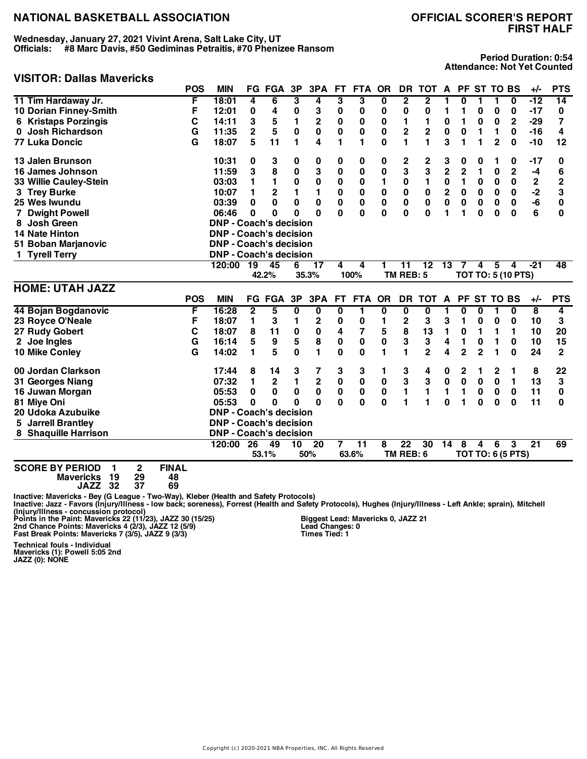# NATIONAL BASKETBALL ASSOCIATION

## OFFICIAL SCORER'S REPORT
## FIRST HALF

**Wednesday, January 27, 2021 Vivint Arena, Salt Lake City, UT**
**Officials: #8 Marc Davis, #50 Gediminas Petraitis, #70 Phenizee Ransom**

**Period Duration: 0:54**
**Attendance: Not Yet Counted**

## VISITOR: Dallas Mavericks

| | POS | MIN | FG | FGA | 3P | 3PA | FT | FTA | OR | DR | TOT | A | PF | ST | TO | BS | +/- | PTS |
|---|---|---|---|---|---|---|---|---|---|---|---|---|---|---|---|---|---|---|
| 11 Tim Hardaway Jr. | F | 18:01 | 4 | 6 | 3 | 4 | 3 | 3 | 0 | 2 | 2 | 1 | 0 | 1 | 1 | 0 | -12 | 14 |
| 10 Dorian Finney-Smith | F | 12:01 | 0 | 4 | 0 | 3 | 0 | 0 | 0 | 0 | 0 | 1 | 1 | 0 | 0 | 0 | -17 | 0 |
| 6 Kristaps Porzingis | C | 14:11 | 3 | 5 | 1 | 2 | 0 | 0 | 0 | 1 | 1 | 0 | 1 | 0 | 0 | 2 | -29 | 7 |
| 0 Josh Richardson | G | 11:35 | 2 | 5 | 0 | 0 | 0 | 0 | 0 | 2 | 2 | 0 | 0 | 1 | 1 | 0 | -16 | 4 |
| 77 Luka Doncic | G | 18:07 | 5 | 11 | 1 | 4 | 1 | 1 | 0 | 1 | 1 | 3 | 1 | 1 | 2 | 0 | -10 | 12 |
| 13 Jalen Brunson | | 10:31 | 0 | 3 | 0 | 0 | 0 | 0 | 0 | 2 | 2 | 3 | 0 | 0 | 1 | 0 | -17 | 0 |
| 16 James Johnson | | 11:59 | 3 | 8 | 0 | 3 | 0 | 0 | 0 | 3 | 3 | 2 | 2 | 1 | 0 | 2 | -4 | 6 |
| 33 Willie Cauley-Stein | | 03:03 | 1 | 1 | 0 | 0 | 0 | 0 | 1 | 0 | 1 | 0 | 1 | 0 | 0 | 0 | 2 | 2 |
| 3 Trey Burke | | 10:07 | 1 | 2 | 1 | 1 | 0 | 0 | 0 | 0 | 0 | 2 | 0 | 0 | 0 | 0 | -2 | 3 |
| 25 Wes Iwundu | | 03:39 | 0 | 0 | 0 | 0 | 0 | 0 | 0 | 0 | 0 | 0 | 0 | 0 | 0 | 0 | -6 | 0 |
| 7 Dwight Powell | | 06:46 | 0 | 0 | 0 | 0 | 0 | 0 | 0 | 0 | 0 | 1 | 1 | 0 | 0 | 0 | 6 | 0 |
| 8 Josh Green | | DNP - Coach's decision | | | | | | | | | | | | | | | | |
| 14 Nate Hinton | | DNP - Coach's decision | | | | | | | | | | | | | | | | |
| 51 Boban Marjanovic | | DNP - Coach's decision | | | | | | | | | | | | | | | | |
| 1 Tyrell Terry | | DNP - Coach's decision | | | | | | | | | | | | | | | | |
| | | 120:00 | 19 | 45 | 6 | 17 | 4 | 4 | 1 | 11 | 12 | 13 | 7 | 4 | 5 | 4 | -21 | 48 |
| | | | 42.2% | | 35.3% | | 100% | | | TM REB: 5 | | | TOT TO: 5 (10 PTS) | | | | | |

## HOME: UTAH JAZZ

| | POS | MIN | FG | FGA | 3P | 3PA | FT | FTA | OR | DR | TOT | A | PF | ST | TO | BS | +/- | PTS |
|---|---|---|---|---|---|---|---|---|---|---|---|---|---|---|---|---|---|---|
| 44 Bojan Bogdanovic | F | 16:28 | 2 | 5 | 0 | 0 | 0 | 1 | 0 | 0 | 0 | 1 | 0 | 0 | 1 | 0 | 8 | 4 |
| 23 Royce O'Neale | F | 18:07 | 1 | 3 | 1 | 2 | 0 | 0 | 1 | 2 | 3 | 3 | 1 | 0 | 0 | 0 | 10 | 3 |
| 27 Rudy Gobert | C | 18:07 | 8 | 11 | 0 | 0 | 4 | 7 | 5 | 8 | 13 | 1 | 0 | 1 | 1 | 1 | 10 | 20 |
| 2 Joe Ingles | G | 16:14 | 5 | 9 | 5 | 8 | 0 | 0 | 0 | 3 | 3 | 4 | 1 | 0 | 1 | 0 | 10 | 15 |
| 10 Mike Conley | G | 14:02 | 1 | 5 | 0 | 1 | 0 | 0 | 1 | 1 | 2 | 4 | 2 | 2 | 1 | 0 | 24 | 2 |
| 00 Jordan Clarkson | | 17:44 | 8 | 14 | 3 | 7 | 3 | 3 | 1 | 3 | 4 | 0 | 2 | 1 | 2 | 1 | 8 | 22 |
| 31 Georges Niang | | 07:32 | 1 | 2 | 1 | 2 | 0 | 0 | 0 | 3 | 3 | 0 | 0 | 0 | 0 | 1 | 13 | 3 |
| 16 Juwan Morgan | | 05:53 | 0 | 0 | 0 | 0 | 0 | 0 | 0 | 1 | 1 | 1 | 1 | 0 | 0 | 0 | 11 | 0 |
| 81 Miye Oni | | 05:53 | 0 | 0 | 0 | 0 | 0 | 0 | 0 | 1 | 1 | 0 | 1 | 0 | 0 | 0 | 11 | 0 |
| 20 Udoka Azubuike | | DNP - Coach's decision | | | | | | | | | | | | | | | | |
| 5 Jarrell Brantley | | DNP - Coach's decision | | | | | | | | | | | | | | | | |
| 8 Shaquille Harrison | | DNP - Coach's decision | | | | | | | | | | | | | | | | |
| | | 120:00 | 26 | 49 | 10 | 20 | 7 | 11 | 8 | 22 | 30 | 14 | 8 | 4 | 6 | 3 | 21 | 69 |
| | | | 53.1% | | 50% | | 63.6% | | | TM REB: 6 | | | TOT TO: 6 (5 PTS) | | | | | |

**SCORE BY PERIOD**

| | 1 | 2 | FINAL |
|---|---|---|---|
| Mavericks | 19 | 29 | 48 |
| JAZZ | 32 | 37 | 69 |

**Inactive: Mavericks - Bey (G League - Two-Way), Kleber (Health and Safety Protocols)**
**Inactive: Jazz - Favors (Injury/Illness - low back; soreness), Forrest (Health and Safety Protocols), Hughes (Injury/Illness - Left Ankle; sprain), Mitchell (Injury/Illness - concussion protocol)**

**Points in the Paint: Mavericks 22 (11/23), JAZZ 30 (15/25)**
**2nd Chance Points: Mavericks 4 (2/3), JAZZ 12 (5/9)**
**Fast Break Points: Mavericks 7 (3/5), JAZZ 9 (3/3)**

**Biggest Lead: Mavericks 0, JAZZ 21**
**Lead Changes: 0**
**Times Tied: 1**

**Technical fouls - Individual**
**Mavericks (1): Powell 5:05 2nd**
**JAZZ (0): NONE**

Copyright (c) 2020-2021 NBA Properties, INC. All Rights Reserved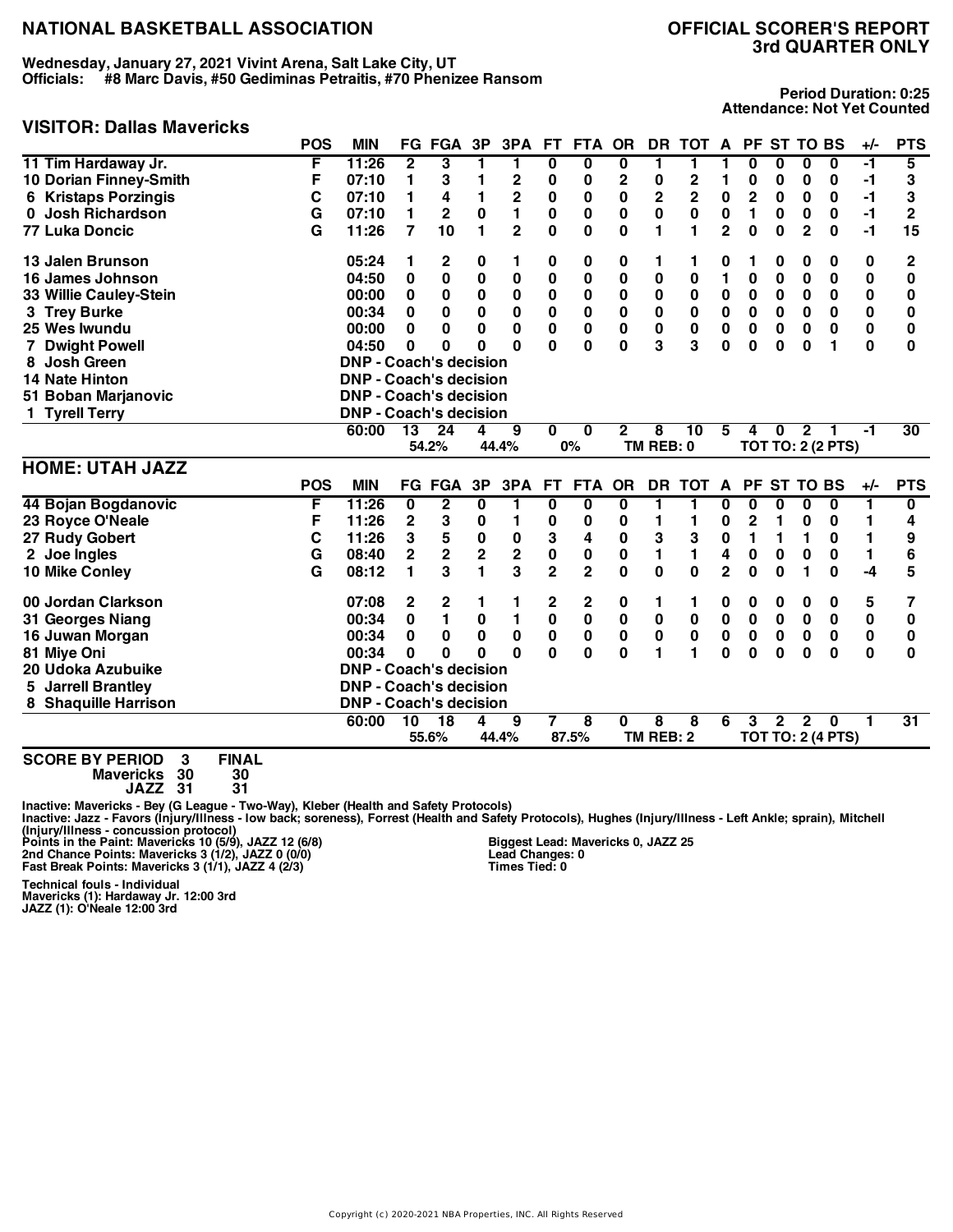# NATIONAL BASKETBALL ASSOCIATION

## OFFICIAL SCORER'S REPORT
## 3rd QUARTER ONLY

**Wednesday, January 27, 2021 Vivint Arena, Salt Lake City, UT**
**Officials: #8 Marc Davis, #50 Gediminas Petraitis, #70 Phenizee Ransom**

**Period Duration: 0:25**
**Attendance: Not Yet Counted**

### VISITOR: Dallas Mavericks

| | POS | MIN | FG | FGA | 3P | 3PA | FT | FTA | OR | DR | TOT | A | PF | ST | TO | BS | +/- | PTS |
|---|---|---|---|---|---|---|---|---|---|---|---|---|---|---|---|---|---|---|
| 11 Tim Hardaway Jr. | F | 11:26 | 2 | 3 | 1 | 1 | 0 | 0 | 0 | 1 | 1 | 1 | 0 | 0 | 0 | 0 | -1 | 5 |
| 10 Dorian Finney-Smith | F | 07:10 | 1 | 3 | 1 | 2 | 0 | 0 | 2 | 0 | 2 | 1 | 0 | 0 | 0 | 0 | -1 | 3 |
| 6 Kristaps Porzingis | C | 07:10 | 1 | 4 | 1 | 2 | 0 | 0 | 0 | 2 | 2 | 0 | 2 | 0 | 0 | 0 | -1 | 3 |
| 0 Josh Richardson | G | 07:10 | 1 | 2 | 0 | 1 | 0 | 0 | 0 | 0 | 0 | 0 | 1 | 0 | 0 | 0 | -1 | 2 |
| 77 Luka Doncic | G | 11:26 | 7 | 10 | 1 | 2 | 0 | 0 | 0 | 1 | 1 | 2 | 0 | 0 | 2 | 0 | -1 | 15 |
| 13 Jalen Brunson | | 05:24 | 1 | 2 | 0 | 1 | 0 | 0 | 0 | 1 | 1 | 0 | 1 | 0 | 0 | 0 | 0 | 2 |
| 16 James Johnson | | 04:50 | 0 | 0 | 0 | 0 | 0 | 0 | 0 | 0 | 0 | 1 | 0 | 0 | 0 | 0 | 0 | 0 |
| 33 Willie Cauley-Stein | | 00:00 | 0 | 0 | 0 | 0 | 0 | 0 | 0 | 0 | 0 | 0 | 0 | 0 | 0 | 0 | 0 | 0 |
| 3 Trey Burke | | 00:34 | 0 | 0 | 0 | 0 | 0 | 0 | 0 | 0 | 0 | 0 | 0 | 0 | 0 | 0 | 0 | 0 |
| 25 Wes Iwundu | | 00:00 | 0 | 0 | 0 | 0 | 0 | 0 | 0 | 0 | 0 | 0 | 0 | 0 | 0 | 0 | 0 | 0 |
| 7 Dwight Powell | | 04:50 | 0 | 0 | 0 | 0 | 0 | 0 | 0 | 3 | 3 | 0 | 0 | 0 | 0 | 1 | 0 | 0 |
| 8 Josh Green | | DNP - Coach's decision | | | | | | | | | | | | | | | | |
| 14 Nate Hinton | | DNP - Coach's decision | | | | | | | | | | | | | | | | |
| 51 Boban Marjanovic | | DNP - Coach's decision | | | | | | | | | | | | | | | | |
| 1 Tyrell Terry | | DNP - Coach's decision | | | | | | | | | | | | | | | | |
| | | 60:00 | 13 | 24 | 4 | 9 | 0 | 0 | 2 | 8 | 10 | 5 | 4 | 0 | 2 | 1 | -1 | 30 |
| | | | | 54.2% | | 44.4% | | 0% | | TM REB: 0 | | | TOT TO: 2 (2 PTS) | | | | | |

### HOME: UTAH JAZZ

| | POS | MIN | FG | FGA | 3P | 3PA | FT | FTA | OR | DR | TOT | A | PF | ST | TO | BS | +/- | PTS |
|---|---|---|---|---|---|---|---|---|---|---|---|---|---|---|---|---|---|---|
| 44 Bojan Bogdanovic | F | 11:26 | 0 | 2 | 0 | 1 | 0 | 0 | 0 | 1 | 1 | 0 | 0 | 0 | 0 | 0 | 1 | 0 |
| 23 Royce O'Neale | F | 11:26 | 2 | 3 | 0 | 1 | 0 | 0 | 0 | 1 | 1 | 0 | 2 | 1 | 0 | 0 | 1 | 4 |
| 27 Rudy Gobert | C | 11:26 | 3 | 5 | 0 | 0 | 3 | 4 | 0 | 3 | 3 | 0 | 1 | 1 | 1 | 0 | 1 | 9 |
| 2 Joe Ingles | G | 08:40 | 2 | 2 | 2 | 2 | 0 | 0 | 0 | 1 | 1 | 4 | 0 | 0 | 0 | 0 | 1 | 6 |
| 10 Mike Conley | G | 08:12 | 1 | 3 | 1 | 3 | 2 | 2 | 0 | 0 | 0 | 2 | 0 | 0 | 1 | 0 | -4 | 5 |
| 00 Jordan Clarkson | | 07:08 | 2 | 2 | 1 | 1 | 2 | 2 | 0 | 1 | 1 | 0 | 0 | 0 | 0 | 0 | 5 | 7 |
| 31 Georges Niang | | 00:34 | 0 | 1 | 0 | 1 | 0 | 0 | 0 | 0 | 0 | 0 | 0 | 0 | 0 | 0 | 0 | 0 |
| 16 Juwan Morgan | | 00:34 | 0 | 0 | 0 | 0 | 0 | 0 | 0 | 0 | 0 | 0 | 0 | 0 | 0 | 0 | 0 | 0 |
| 81 Miye Oni | | 00:34 | 0 | 0 | 0 | 0 | 0 | 0 | 0 | 1 | 1 | 0 | 0 | 0 | 0 | 0 | 0 | 0 |
| 20 Udoka Azubuike | | DNP - Coach's decision | | | | | | | | | | | | | | | | |
| 5 Jarrell Brantley | | DNP - Coach's decision | | | | | | | | | | | | | | | | |
| 8 Shaquille Harrison | | DNP - Coach's decision | | | | | | | | | | | | | | | | |
| | | 60:00 | 10 | 18 | 4 | 9 | 7 | 8 | 0 | 8 | 8 | 6 | 3 | 2 | 2 | 0 | 1 | 31 |
| | | | | 55.6% | | 44.4% | | 87.5% | | TM REB: 2 | | | TOT TO: 2 (4 PTS) | | | | | |

| SCORE BY PERIOD | 3 | FINAL |
|---|---|---|
| Mavericks | 30 | 30 |
| JAZZ | 31 | 31 |

Inactive: Mavericks - Bey (G League - Two-Way), Kleber (Health and Safety Protocols)
Inactive: Jazz - Favors (Injury/Illness - low back; soreness), Forrest (Health and Safety Protocols), Hughes (Injury/Illness - Left Ankle; sprain), Mitchell (Injury/Illness - concussion protocol)

Points in the Paint: Mavericks 10 (5/9), JAZZ 12 (6/8)
2nd Chance Points: Mavericks 3 (1/2), JAZZ 0 (0/0)
Fast Break Points: Mavericks 3 (1/1), JAZZ 4 (2/3)

Biggest Lead: Mavericks 0, JAZZ 25
Lead Changes: 0
Times Tied: 0

Technical fouls - Individual
Mavericks (1): Hardaway Jr. 12:00 3rd
JAZZ (1): O'Neale 12:00 3rd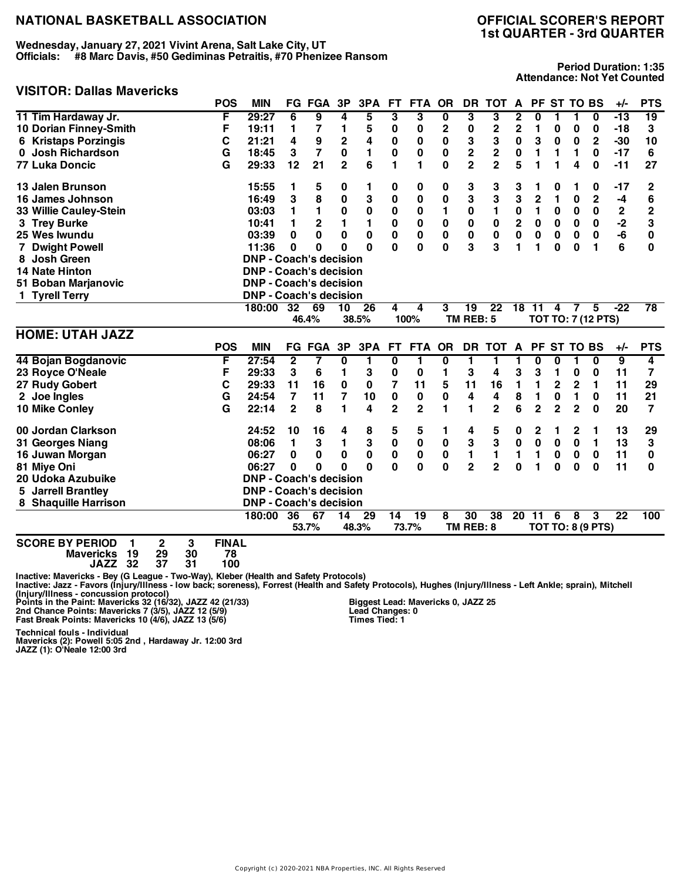# NATIONAL BASKETBALL ASSOCIATION

## OFFICIAL SCORER'S REPORT
## 1st QUARTER - 3rd QUARTER

**Wednesday, January 27, 2021 Vivint Arena, Salt Lake City, UT**
**Officials: #8 Marc Davis, #50 Gediminas Petraitis, #70 Phenizee Ransom**

**Period Duration: 1:35**
**Attendance: Not Yet Counted**

### VISITOR: Dallas Mavericks

| | POS | MIN | FG | FGA | 3P | 3PA | FT | FTA | OR | DR | TOT | A | PF | ST | TO | BS | +/- | PTS |
|---|---|---|---|---|---|---|---|---|---|---|---|---|---|---|---|---|---|---|
| 11 Tim Hardaway Jr. | F | 29:27 | 6 | 9 | 4 | 5 | 3 | 3 | 0 | 3 | 3 | 2 | 0 | 1 | 1 | 0 | -13 | 19 |
| 10 Dorian Finney-Smith | F | 19:11 | 1 | 7 | 1 | 5 | 0 | 0 | 2 | 0 | 2 | 2 | 1 | 0 | 0 | 0 | -18 | 3 |
| 6 Kristaps Porzingis | C | 21:21 | 4 | 9 | 2 | 4 | 0 | 0 | 0 | 3 | 3 | 0 | 3 | 0 | 0 | 2 | -30 | 10 |
| 0 Josh Richardson | G | 18:45 | 3 | 7 | 0 | 1 | 0 | 0 | 0 | 2 | 2 | 0 | 1 | 1 | 1 | 0 | -17 | 6 |
| 77 Luka Doncic | G | 29:33 | 12 | 21 | 2 | 6 | 1 | 1 | 0 | 2 | 2 | 5 | 1 | 1 | 4 | 0 | -11 | 27 |
| 13 Jalen Brunson | | 15:55 | 1 | 5 | 0 | 1 | 0 | 0 | 0 | 3 | 3 | 3 | 1 | 0 | 1 | 0 | -17 | 2 |
| 16 James Johnson | | 16:49 | 3 | 8 | 0 | 3 | 0 | 0 | 0 | 3 | 3 | 3 | 2 | 1 | 0 | 2 | -4 | 6 |
| 33 Willie Cauley-Stein | | 03:03 | 1 | 1 | 0 | 0 | 0 | 0 | 1 | 0 | 1 | 0 | 1 | 0 | 0 | 0 | 2 | 2 |
| 3 Trey Burke | | 10:41 | 1 | 2 | 1 | 1 | 0 | 0 | 0 | 0 | 0 | 2 | 0 | 0 | 0 | 0 | -2 | 3 |
| 25 Wes Iwundu | | 03:39 | 0 | 0 | 0 | 0 | 0 | 0 | 0 | 0 | 0 | 0 | 0 | 0 | 0 | 0 | -6 | 0 |
| 7 Dwight Powell | | 11:36 | 0 | 0 | 0 | 0 | 0 | 0 | 0 | 3 | 3 | 1 | 1 | 0 | 0 | 1 | 6 | 0 |
| 8 Josh Green | | DNP - Coach's decision | | | | | | | | | | | | | | | | |
| 14 Nate Hinton | | DNP - Coach's decision | | | | | | | | | | | | | | | | |
| 51 Boban Marjanovic | | DNP - Coach's decision | | | | | | | | | | | | | | | | |
| 1 Tyrell Terry | | DNP - Coach's decision | | | | | | | | | | | | | | | | |
| | | 180:00 | 32 | 69 | 10 | 26 | 4 | 4 | 3 | 19 | 22 | 18 | 11 | 4 | 7 | 5 | -22 | 78 |
| | | | | 46.4% | | 38.5% | | 100% | | TM REB: 5 | | | | TOT TO: 7 (12 PTS) | | | | |

### HOME: UTAH JAZZ

| | POS | MIN | FG | FGA | 3P | 3PA | FT | FTA | OR | DR | TOT | A | PF | ST | TO | BS | +/- | PTS |
|---|---|---|---|---|---|---|---|---|---|---|---|---|---|---|---|---|---|---|
| 44 Bojan Bogdanovic | F | 27:54 | 2 | 7 | 0 | 1 | 0 | 1 | 0 | 1 | 1 | 1 | 0 | 0 | 1 | 0 | 9 | 4 |
| 23 Royce O'Neale | F | 29:33 | 3 | 6 | 1 | 3 | 0 | 0 | 1 | 3 | 4 | 3 | 3 | 1 | 0 | 0 | 11 | 7 |
| 27 Rudy Gobert | C | 29:33 | 11 | 16 | 0 | 0 | 7 | 11 | 5 | 11 | 16 | 1 | 1 | 2 | 2 | 1 | 11 | 29 |
| 2 Joe Ingles | G | 24:54 | 7 | 11 | 7 | 10 | 0 | 0 | 0 | 4 | 4 | 8 | 1 | 0 | 1 | 0 | 11 | 21 |
| 10 Mike Conley | G | 22:14 | 2 | 8 | 1 | 4 | 2 | 2 | 1 | 1 | 2 | 6 | 2 | 2 | 2 | 0 | 20 | 7 |
| 00 Jordan Clarkson | | 24:52 | 10 | 16 | 4 | 8 | 5 | 5 | 1 | 4 | 5 | 0 | 2 | 1 | 2 | 1 | 13 | 29 |
| 31 Georges Niang | | 08:06 | 1 | 3 | 1 | 3 | 0 | 0 | 0 | 3 | 3 | 0 | 0 | 0 | 0 | 1 | 13 | 3 |
| 16 Juwan Morgan | | 06:27 | 0 | 0 | 0 | 0 | 0 | 0 | 0 | 1 | 1 | 1 | 1 | 0 | 0 | 0 | 11 | 0 |
| 81 Miye Oni | | 06:27 | 0 | 0 | 0 | 0 | 0 | 0 | 0 | 2 | 2 | 0 | 1 | 0 | 0 | 0 | 11 | 0 |
| 20 Udoka Azubuike | | DNP - Coach's decision | | | | | | | | | | | | | | | | |
| 5 Jarrell Brantley | | DNP - Coach's decision | | | | | | | | | | | | | | | | |
| 8 Shaquille Harrison | | DNP - Coach's decision | | | | | | | | | | | | | | | | |
| | | 180:00 | 36 | 67 | 14 | 29 | 14 | 19 | 8 | 30 | 38 | 20 | 11 | 6 | 8 | 3 | 22 | 100 |
| | | | | 53.7% | | 48.3% | | 73.7% | | TM REB: 8 | | | | TOT TO: 8 (9 PTS) | | | | |

| SCORE BY PERIOD | 1 | 2 | 3 | FINAL |
|---|---|---|---|---|
| Mavericks | 19 | 29 | 30 | 78 |
| JAZZ | 32 | 37 | 31 | 100 |

Inactive: Mavericks - Bey (G League - Two-Way), Kleber (Health and Safety Protocols)
Inactive: Jazz - Favors (Injury/Illness - low back; soreness), Forrest (Health and Safety Protocols), Hughes (Injury/Illness - Left Ankle; sprain), Mitchell (Injury/Illness - concussion protocol)

Points in the Paint: Mavericks 32 (16/32), JAZZ 42 (21/33)
2nd Chance Points: Mavericks 7 (3/5), JAZZ 12 (5/9)
Fast Break Points: Mavericks 10 (4/6), JAZZ 13 (5/6)

Biggest Lead: Mavericks 0, JAZZ 25
Lead Changes: 0
Times Tied: 1

Technical fouls - Individual
Mavericks (2): Powell 5:05 2nd , Hardaway Jr. 12:00 3rd
JAZZ (1): O'Neale 12:00 3rd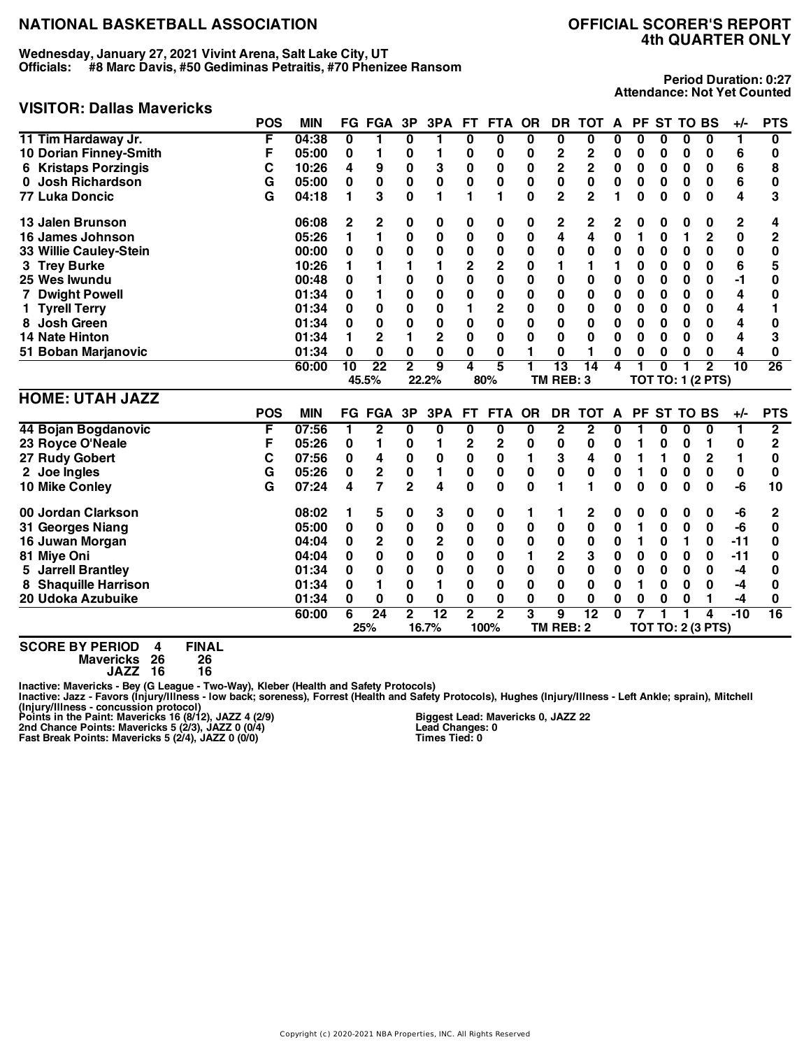# NATIONAL BASKETBALL ASSOCIATION

## OFFICIAL SCORER'S REPORT
## 4th QUARTER ONLY

**Wednesday, January 27, 2021 Vivint Arena, Salt Lake City, UT**
**Officials: #8 Marc Davis, #50 Gediminas Petraitis, #70 Phenizee Ransom**

**Period Duration: 0:27**
**Attendance: Not Yet Counted**

## VISITOR: Dallas Mavericks

| | POS | MIN | FG | FGA | 3P | 3PA | FT | FTA | OR | DR | TOT | A | PF | ST | TO | BS | +/- | PTS |
|---|---|---|---|---|---|---|---|---|---|---|---|---|---|---|---|---|---|---|
| 11 Tim Hardaway Jr. | F | 04:38 | 0 | 1 | 0 | 1 | 0 | 0 | 0 | 0 | 0 | 0 | 0 | 0 | 0 | 0 | 1 | 0 |
| 10 Dorian Finney-Smith | F | 05:00 | 0 | 1 | 0 | 1 | 0 | 0 | 0 | 2 | 2 | 0 | 0 | 0 | 0 | 0 | 6 | 0 |
| 6 Kristaps Porzingis | C | 10:26 | 4 | 9 | 0 | 3 | 0 | 0 | 0 | 2 | 2 | 0 | 0 | 0 | 0 | 0 | 6 | 8 |
| 0 Josh Richardson | G | 05:00 | 0 | 0 | 0 | 0 | 0 | 0 | 0 | 0 | 0 | 0 | 0 | 0 | 0 | 0 | 6 | 0 |
| 77 Luka Doncic | G | 04:18 | 1 | 3 | 0 | 1 | 1 | 1 | 0 | 2 | 2 | 1 | 0 | 0 | 0 | 0 | 4 | 3 |
| 13 Jalen Brunson | | 06:08 | 2 | 2 | 0 | 0 | 0 | 0 | 0 | 2 | 2 | 2 | 0 | 0 | 0 | 0 | 2 | 4 |
| 16 James Johnson | | 05:26 | 1 | 1 | 0 | 0 | 0 | 0 | 0 | 4 | 4 | 0 | 1 | 0 | 1 | 2 | 0 | 2 |
| 33 Willie Cauley-Stein | | 00:00 | 0 | 0 | 0 | 0 | 0 | 0 | 0 | 0 | 0 | 0 | 0 | 0 | 0 | 0 | 0 | 0 |
| 3 Trey Burke | | 10:26 | 1 | 1 | 1 | 1 | 2 | 2 | 0 | 1 | 1 | 1 | 0 | 0 | 0 | 0 | 6 | 5 |
| 25 Wes Iwundu | | 00:48 | 0 | 1 | 0 | 0 | 0 | 0 | 0 | 0 | 0 | 0 | 0 | 0 | 0 | 0 | -1 | 0 |
| 7 Dwight Powell | | 01:34 | 0 | 1 | 0 | 0 | 0 | 0 | 0 | 0 | 0 | 0 | 0 | 0 | 0 | 0 | 4 | 0 |
| 1 Tyrell Terry | | 01:34 | 0 | 0 | 0 | 0 | 1 | 2 | 0 | 0 | 0 | 0 | 0 | 0 | 0 | 0 | 4 | 1 |
| 8 Josh Green | | 01:34 | 0 | 0 | 0 | 0 | 0 | 0 | 0 | 0 | 0 | 0 | 0 | 0 | 0 | 0 | 4 | 0 |
| 14 Nate Hinton | | 01:34 | 1 | 2 | 1 | 2 | 0 | 0 | 0 | 0 | 0 | 0 | 0 | 0 | 0 | 0 | 4 | 3 |
| 51 Boban Marjanovic | | 01:34 | 0 | 0 | 0 | 0 | 0 | 0 | 1 | 0 | 1 | 0 | 0 | 0 | 0 | 0 | 4 | 0 |
| | | 60:00 | 10 | 22 | 2 | 9 | 4 | 5 | 1 | 13 | 14 | 4 | 1 | 0 | 1 | 2 | 10 | 26 |
| | | | 45.5% | | 22.2% | | 80% | | TM REB: 3 | | | TOT TO: 1 (2 PTS) | | | | | | |

## HOME: UTAH JAZZ

| | POS | MIN | FG | FGA | 3P | 3PA | FT | FTA | OR | DR | TOT | A | PF | ST | TO | BS | +/- | PTS |
|---|---|---|---|---|---|---|---|---|---|---|---|---|---|---|---|---|---|---|
| 44 Bojan Bogdanovic | F | 07:56 | 1 | 2 | 0 | 0 | 0 | 0 | 0 | 2 | 2 | 0 | 1 | 0 | 0 | 0 | 1 | 2 |
| 23 Royce O'Neale | F | 05:26 | 0 | 1 | 0 | 1 | 2 | 2 | 0 | 0 | 0 | 0 | 1 | 0 | 0 | 1 | 0 | 2 |
| 27 Rudy Gobert | C | 07:56 | 0 | 4 | 0 | 0 | 0 | 0 | 1 | 3 | 4 | 0 | 1 | 1 | 0 | 2 | 1 | 0 |
| 2 Joe Ingles | G | 05:26 | 0 | 2 | 0 | 1 | 0 | 0 | 0 | 0 | 0 | 0 | 1 | 0 | 0 | 0 | 0 | 0 |
| 10 Mike Conley | G | 07:24 | 4 | 7 | 2 | 4 | 0 | 0 | 0 | 1 | 1 | 0 | 0 | 0 | 0 | 0 | -6 | 10 |
| 00 Jordan Clarkson | | 08:02 | 1 | 5 | 0 | 3 | 0 | 0 | 1 | 1 | 2 | 0 | 0 | 0 | 0 | 0 | -6 | 2 |
| 31 Georges Niang | | 05:00 | 0 | 0 | 0 | 0 | 0 | 0 | 0 | 0 | 0 | 0 | 1 | 0 | 0 | 0 | -6 | 0 |
| 16 Juwan Morgan | | 04:04 | 0 | 2 | 0 | 2 | 0 | 0 | 0 | 0 | 0 | 0 | 1 | 0 | 1 | 0 | -11 | 0 |
| 81 Miye Oni | | 04:04 | 0 | 0 | 0 | 0 | 0 | 0 | 1 | 2 | 3 | 0 | 0 | 0 | 0 | 0 | -11 | 0 |
| 5 Jarrell Brantley | | 01:34 | 0 | 0 | 0 | 0 | 0 | 0 | 0 | 0 | 0 | 0 | 0 | 0 | 0 | 0 | -4 | 0 |
| 8 Shaquille Harrison | | 01:34 | 0 | 1 | 0 | 1 | 0 | 0 | 0 | 0 | 0 | 0 | 1 | 0 | 0 | 0 | -4 | 0 |
| 20 Udoka Azubuike | | 01:34 | 0 | 0 | 0 | 0 | 0 | 0 | 0 | 0 | 0 | 0 | 0 | 0 | 0 | 1 | -4 | 0 |
| | | 60:00 | 6 | 24 | 2 | 12 | 2 | 2 | 3 | 9 | 12 | 0 | 7 | 1 | 1 | 4 | -10 | 16 |
| | | | 25% | | 16.7% | | 100% | | TM REB: 2 | | | TOT TO: 2 (3 PTS) | | | | | | |

| SCORE BY PERIOD | 4 | FINAL |
|---|---|---|
| Mavericks | 26 | 26 |
| JAZZ | 16 | 16 |

Inactive: Mavericks - Bey (G League - Two-Way), Kleber (Health and Safety Protocols)
Inactive: Jazz - Favors (Injury/Illness - low back; soreness), Forrest (Health and Safety Protocols), Hughes (Injury/Illness - Left Ankle; sprain), Mitchell (Injury/Illness - concussion protocol)

Points in the Paint: Mavericks 16 (8/12), JAZZ 4 (2/9)
2nd Chance Points: Mavericks 5 (2/3), JAZZ 0 (0/4)
Fast Break Points: Mavericks 5 (2/4), JAZZ 0 (0/0)

Biggest Lead: Mavericks 0, JAZZ 22
Lead Changes: 0
Times Tied: 0

Copyright (c) 2020-2021 NBA Properties, INC. All Rights Reserved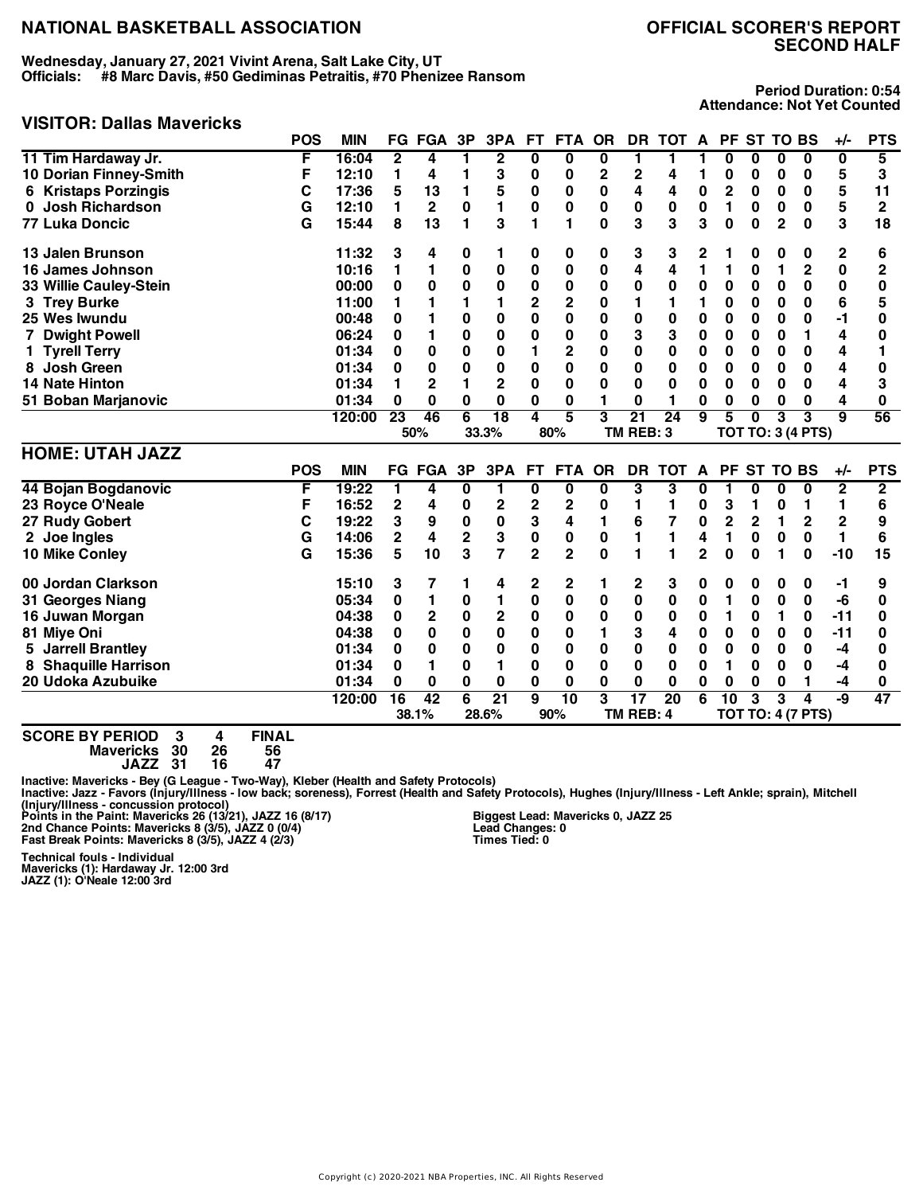# NATIONAL BASKETBALL ASSOCIATION

## OFFICIAL SCORER'S REPORT
## SECOND HALF

**Wednesday, January 27, 2021 Vivint Arena, Salt Lake City, UT**
**Officials: #8 Marc Davis, #50 Gediminas Petraitis, #70 Phenizee Ransom**

**Period Duration: 0:54**
**Attendance: Not Yet Counted**

### VISITOR: Dallas Mavericks

| | POS | MIN | FG | FGA | 3P | 3PA | FT | FTA | OR | DR | TOT | A | PF | ST | TO | BS | +/- | PTS |
|---|---|---|---|---|---|---|---|---|---|---|---|---|---|---|---|---|---|---|
| 11 Tim Hardaway Jr. | F | 16:04 | 2 | 4 | 1 | 2 | 0 | 0 | 0 | 1 | 1 | 1 | 0 | 0 | 0 | 0 | 0 | 5 |
| 10 Dorian Finney-Smith | F | 12:10 | 1 | 4 | 1 | 3 | 0 | 0 | 2 | 2 | 4 | 1 | 0 | 0 | 0 | 0 | 5 | 3 |
| 6 Kristaps Porzingis | C | 17:36 | 5 | 13 | 1 | 5 | 0 | 0 | 0 | 4 | 4 | 0 | 2 | 0 | 0 | 0 | 5 | 11 |
| 0 Josh Richardson | G | 12:10 | 1 | 2 | 0 | 1 | 0 | 0 | 0 | 0 | 0 | 0 | 1 | 0 | 0 | 0 | 5 | 2 |
| 77 Luka Doncic | G | 15:44 | 8 | 13 | 1 | 3 | 1 | 1 | 0 | 3 | 3 | 3 | 0 | 0 | 2 | 0 | 3 | 18 |
| 13 Jalen Brunson | | 11:32 | 3 | 4 | 0 | 1 | 0 | 0 | 0 | 3 | 3 | 2 | 1 | 0 | 0 | 0 | 2 | 6 |
| 16 James Johnson | | 10:16 | 1 | 1 | 0 | 0 | 0 | 0 | 0 | 4 | 4 | 1 | 1 | 0 | 1 | 2 | 0 | 2 |
| 33 Willie Cauley-Stein | | 00:00 | 0 | 0 | 0 | 0 | 0 | 0 | 0 | 0 | 0 | 0 | 0 | 0 | 0 | 0 | 0 | 0 |
| 3 Trey Burke | | 11:00 | 1 | 1 | 1 | 1 | 2 | 2 | 0 | 1 | 1 | 1 | 0 | 0 | 0 | 0 | 6 | 5 |
| 25 Wes Iwundu | | 00:48 | 0 | 1 | 0 | 0 | 0 | 0 | 0 | 0 | 0 | 0 | 0 | 0 | 0 | 0 | -1 | 0 |
| 7 Dwight Powell | | 06:24 | 0 | 1 | 0 | 0 | 0 | 0 | 0 | 3 | 3 | 0 | 0 | 0 | 0 | 1 | 4 | 0 |
| 1 Tyrell Terry | | 01:34 | 0 | 0 | 0 | 0 | 1 | 2 | 0 | 0 | 0 | 0 | 0 | 0 | 0 | 0 | 4 | 1 |
| 8 Josh Green | | 01:34 | 0 | 0 | 0 | 0 | 0 | 0 | 0 | 0 | 0 | 0 | 0 | 0 | 0 | 0 | 4 | 0 |
| 14 Nate Hinton | | 01:34 | 1 | 2 | 1 | 2 | 0 | 0 | 0 | 0 | 0 | 0 | 0 | 0 | 0 | 0 | 4 | 3 |
| 51 Boban Marjanovic | | 01:34 | 0 | 0 | 0 | 0 | 0 | 0 | 1 | 0 | 1 | 0 | 0 | 0 | 0 | 0 | 4 | 0 |
| | | 120:00 | 23 | 46 | 6 | 18 | 4 | 5 | 3 | 21 | 24 | 9 | 5 | 0 | 3 | 3 | 9 | 56 |
| | | | | 50% | | 33.3% | | 80% | | TM REB: 3 | | | TOT TO: 3 (4 PTS) | | | | | |

### HOME: UTAH JAZZ

| | POS | MIN | FG | FGA | 3P | 3PA | FT | FTA | OR | DR | TOT | A | PF | ST | TO | BS | +/- | PTS |
|---|---|---|---|---|---|---|---|---|---|---|---|---|---|---|---|---|---|---|
| 44 Bojan Bogdanovic | F | 19:22 | 1 | 4 | 0 | 1 | 0 | 0 | 0 | 3 | 3 | 0 | 1 | 0 | 0 | 0 | 2 | 2 |
| 23 Royce O'Neale | F | 16:52 | 2 | 4 | 0 | 2 | 2 | 2 | 0 | 1 | 1 | 0 | 3 | 1 | 0 | 1 | 1 | 6 |
| 27 Rudy Gobert | C | 19:22 | 3 | 9 | 0 | 0 | 3 | 4 | 1 | 6 | 7 | 0 | 2 | 2 | 1 | 2 | 2 | 9 |
| 2 Joe Ingles | G | 14:06 | 2 | 4 | 2 | 3 | 0 | 0 | 0 | 1 | 1 | 4 | 1 | 0 | 0 | 0 | 1 | 6 |
| 10 Mike Conley | G | 15:36 | 5 | 10 | 3 | 7 | 2 | 2 | 0 | 1 | 1 | 2 | 0 | 0 | 1 | 0 | -10 | 15 |
| 00 Jordan Clarkson | | 15:10 | 3 | 7 | 1 | 4 | 2 | 2 | 1 | 2 | 3 | 0 | 0 | 0 | 0 | 0 | -1 | 9 |
| 31 Georges Niang | | 05:34 | 0 | 1 | 0 | 1 | 0 | 0 | 0 | 0 | 0 | 0 | 1 | 0 | 0 | 0 | -6 | 0 |
| 16 Juwan Morgan | | 04:38 | 0 | 2 | 0 | 2 | 0 | 0 | 0 | 0 | 0 | 0 | 1 | 0 | 1 | 0 | -11 | 0 |
| 81 Miye Oni | | 04:38 | 0 | 0 | 0 | 0 | 0 | 0 | 1 | 3 | 4 | 0 | 0 | 0 | 0 | 0 | -11 | 0 |
| 5 Jarrell Brantley | | 01:34 | 0 | 0 | 0 | 0 | 0 | 0 | 0 | 0 | 0 | 0 | 0 | 0 | 0 | 0 | -4 | 0 |
| 8 Shaquille Harrison | | 01:34 | 0 | 1 | 0 | 1 | 0 | 0 | 0 | 0 | 0 | 0 | 1 | 0 | 0 | 0 | -4 | 0 |
| 20 Udoka Azubuike | | 01:34 | 0 | 0 | 0 | 0 | 0 | 0 | 0 | 0 | 0 | 0 | 0 | 0 | 0 | 1 | -4 | 0 |
| | | 120:00 | 16 | 42 | 6 | 21 | 9 | 10 | 3 | 17 | 20 | 6 | 10 | 3 | 3 | 4 | -9 | 47 |
| | | | | 38.1% | | 28.6% | | 90% | | TM REB: 4 | | | TOT TO: 4 (7 PTS) | | | | | |

| SCORE BY PERIOD | 3 | 4 | FINAL |
|---|---|---|---|
| Mavericks | 30 | 26 | 56 |
| JAZZ | 31 | 16 | 47 |

Inactive: Mavericks - Bey (G League - Two-Way), Kleber (Health and Safety Protocols)
Inactive: Jazz - Favors (Injury/Illness - low back; soreness), Forrest (Health and Safety Protocols), Hughes (Injury/Illness - Left Ankle; sprain), Mitchell (Injury/Illness - concussion protocol)

Points in the Paint: Mavericks 26 (13/21), JAZZ 16 (8/17)
2nd Chance Points: Mavericks 8 (3/5), JAZZ 0 (0/4)
Fast Break Points: Mavericks 8 (3/5), JAZZ 4 (2/3)

Biggest Lead: Mavericks 0, JAZZ 25
Lead Changes: 0
Times Tied: 0

Technical fouls - Individual
Mavericks (1): Hardaway Jr. 12:00 3rd
JAZZ (1): O'Neale 12:00 3rd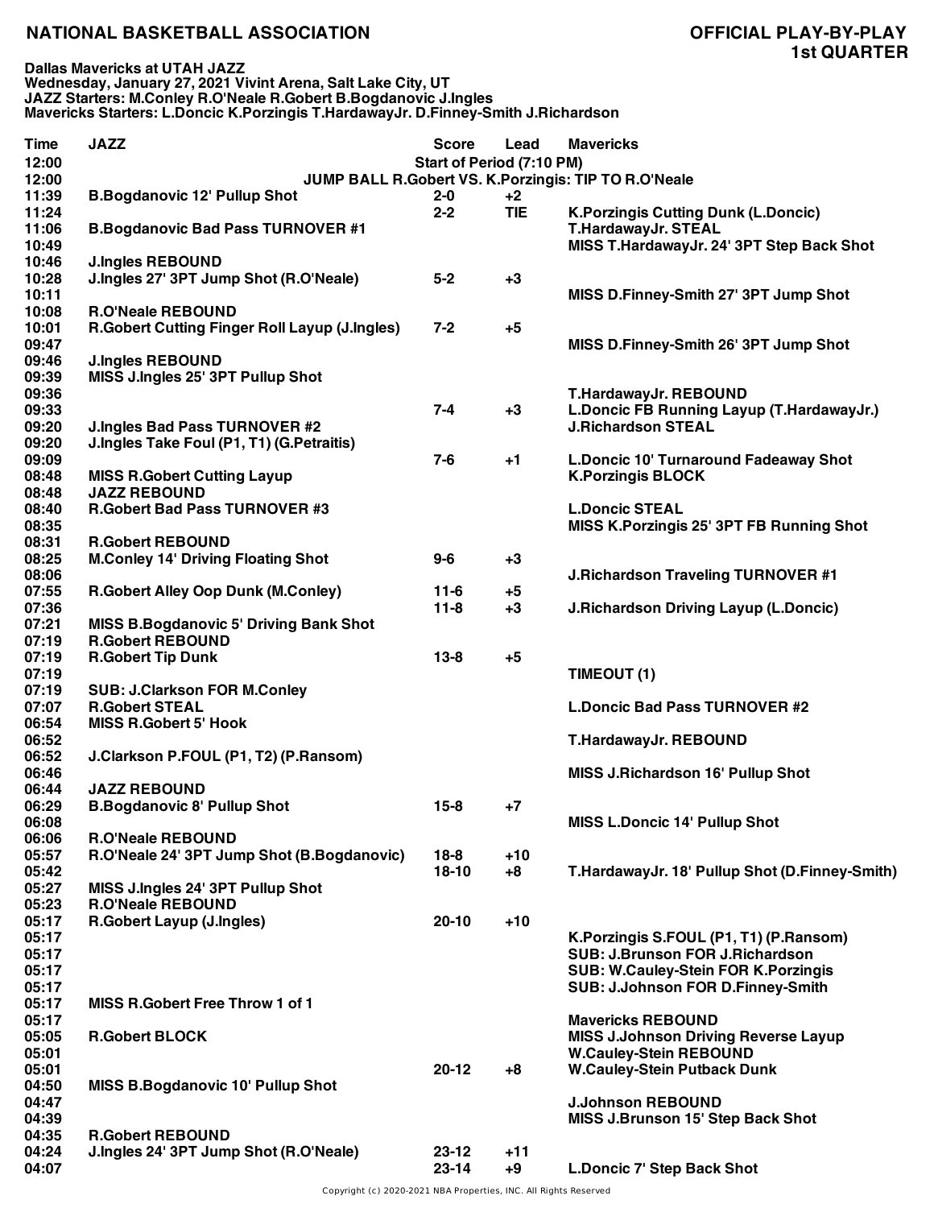**NATIONAL BASKETBALL ASSOCIATION**

**OFFICIAL PLAY-BY-PLAY**
**1st QUARTER**

**Dallas Mavericks at UTAH JAZZ**
**Wednesday, January 27, 2021 Vivint Arena, Salt Lake City, UT**
**JAZZ Starters: M.Conley R.O'Neale R.Gobert B.Bogdanovic J.Ingles**
**Mavericks Starters: L.Doncic K.Porzingis T.HardawayJr. D.Finney-Smith J.Richardson**

| Time | JAZZ | Score | Lead | Mavericks |
|---|---|---|---|---|
| 12:00 | | Start of Period (7:10 PM) | | |
| 12:00 | JUMP BALL R.Gobert VS. K.Porzingis: TIP TO R.O'Neale | | | |
| 11:39 | B.Bogdanovic 12' Pullup Shot | 2-0 | +2 | |
| 11:24 | | 2-2 | TIE | K.Porzingis Cutting Dunk (L.Doncic) |
| 11:06 | B.Bogdanovic Bad Pass TURNOVER #1 | | | T.HardawayJr. STEAL |
| 10:49 | | | | MISS T.HardawayJr. 24' 3PT Step Back Shot |
| 10:46 | J.Ingles REBOUND | | | |
| 10:28 | J.Ingles 27' 3PT Jump Shot (R.O'Neale) | 5-2 | +3 | |
| 10:11 | | | | MISS D.Finney-Smith 27' 3PT Jump Shot |
| 10:08 | R.O'Neale REBOUND | | | |
| 10:01 | R.Gobert Cutting Finger Roll Layup (J.Ingles) | 7-2 | +5 | |
| 09:47 | | | | MISS D.Finney-Smith 26' 3PT Jump Shot |
| 09:46 | J.Ingles REBOUND | | | |
| 09:39 | MISS J.Ingles 25' 3PT Pullup Shot | | | |
| 09:36 | | | | T.HardawayJr. REBOUND |
| 09:33 | | 7-4 | +3 | L.Doncic FB Running Layup (T.HardawayJr.) |
| 09:20 | J.Ingles Bad Pass TURNOVER #2 | | | J.Richardson STEAL |
| 09:20 | J.Ingles Take Foul (P1, T1) (G.Petraitis) | | | |
| 09:09 | | 7-6 | +1 | L.Doncic 10' Turnaround Fadeaway Shot |
| 08:48 | MISS R.Gobert Cutting Layup | | | K.Porzingis BLOCK |
| 08:48 | JAZZ REBOUND | | | |
| 08:40 | R.Gobert Bad Pass TURNOVER #3 | | | L.Doncic STEAL |
| 08:35 | | | | MISS K.Porzingis 25' 3PT FB Running Shot |
| 08:31 | R.Gobert REBOUND | | | |
| 08:25 | M.Conley 14' Driving Floating Shot | 9-6 | +3 | |
| 08:06 | | | | J.Richardson Traveling TURNOVER #1 |
| 07:55 | R.Gobert Alley Oop Dunk (M.Conley) | 11-6 | +5 | |
| 07:36 | | 11-8 | +3 | J.Richardson Driving Layup (L.Doncic) |
| 07:21 | MISS B.Bogdanovic 5' Driving Bank Shot | | | |
| 07:19 | R.Gobert REBOUND | | | |
| 07:19 | R.Gobert Tip Dunk | 13-8 | +5 | |
| 07:19 | | | | TIMEOUT (1) |
| 07:19 | SUB: J.Clarkson FOR M.Conley | | | |
| 07:07 | R.Gobert STEAL | | | L.Doncic Bad Pass TURNOVER #2 |
| 06:54 | MISS R.Gobert 5' Hook | | | |
| 06:52 | | | | T.HardawayJr. REBOUND |
| 06:52 | J.Clarkson P.FOUL (P1, T2) (P.Ransom) | | | |
| 06:46 | | | | MISS J.Richardson 16' Pullup Shot |
| 06:44 | JAZZ REBOUND | | | |
| 06:29 | B.Bogdanovic 8' Pullup Shot | 15-8 | +7 | |
| 06:08 | | | | MISS L.Doncic 14' Pullup Shot |
| 06:06 | R.O'Neale REBOUND | | | |
| 05:57 | R.O'Neale 24' 3PT Jump Shot (B.Bogdanovic) | 18-8 | +10 | |
| 05:42 | | 18-10 | +8 | T.HardawayJr. 18' Pullup Shot (D.Finney-Smith) |
| 05:27 | MISS J.Ingles 24' 3PT Pullup Shot | | | |
| 05:23 | R.O'Neale REBOUND | | | |
| 05:17 | R.Gobert Layup (J.Ingles) | 20-10 | +10 | |
| 05:17 | | | | K.Porzingis S.FOUL (P1, T1) (P.Ransom) |
| 05:17 | | | | SUB: J.Brunson FOR J.Richardson |
| 05:17 | | | | SUB: W.Cauley-Stein FOR K.Porzingis |
| 05:17 | | | | SUB: J.Johnson FOR D.Finney-Smith |
| 05:17 | MISS R.Gobert Free Throw 1 of 1 | | | |
| 05:17 | | | | Mavericks REBOUND |
| 05:05 | R.Gobert BLOCK | | | MISS J.Johnson Driving Reverse Layup |
| 05:01 | | | | W.Cauley-Stein REBOUND |
| 05:01 | | 20-12 | +8 | W.Cauley-Stein Putback Dunk |
| 04:50 | MISS B.Bogdanovic 10' Pullup Shot | | | |
| 04:47 | | | | J.Johnson REBOUND |
| 04:39 | | | | MISS J.Brunson 15' Step Back Shot |
| 04:35 | R.Gobert REBOUND | | | |
| 04:24 | J.Ingles 24' 3PT Jump Shot (R.O'Neale) | 23-12 | +11 | |
| 04:07 | | 23-14 | +9 | L.Doncic 7' Step Back Shot |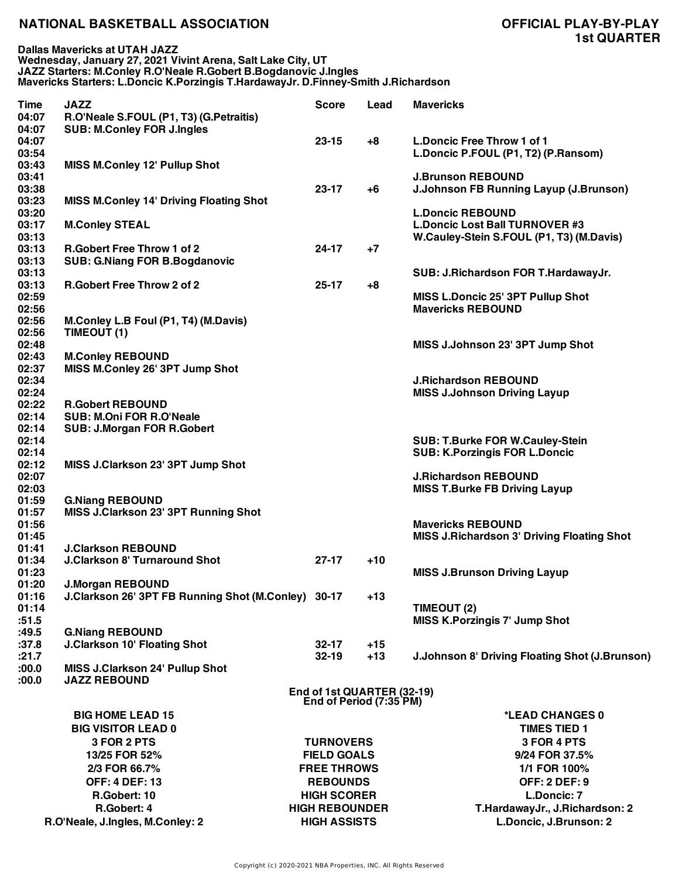# NATIONAL BASKETBALL ASSOCIATION

## OFFICIAL PLAY-BY-PLAY
## 1st QUARTER

**Dallas Mavericks at UTAH JAZZ**
**Wednesday, January 27, 2021 Vivint Arena, Salt Lake City, UT**
**JAZZ Starters: M.Conley R.O'Neale R.Gobert B.Bogdanovic J.Ingles**
**Mavericks Starters: L.Doncic K.Porzingis T.HardawayJr. D.Finney-Smith J.Richardson**

| Time | JAZZ | Score | Lead | Mavericks |
|---|---|---|---|---|
| 04:07 | R.O'Neale S.FOUL (P1, T3) (G.Petraitis) | | | |
| 04:07 | SUB: M.Conley FOR J.Ingles | | | |
| 04:07 | | 23-15 | +8 | L.Doncic Free Throw 1 of 1 |
| 03:54 | | | | L.Doncic P.FOUL (P1, T2) (P.Ransom) |
| 03:43 | MISS M.Conley 12' Pullup Shot | | | |
| 03:41 | | | | J.Brunson REBOUND |
| 03:38 | | 23-17 | +6 | J.Johnson FB Running Layup (J.Brunson) |
| 03:23 | MISS M.Conley 14' Driving Floating Shot | | | |
| 03:20 | | | | L.Doncic REBOUND |
| 03:17 | M.Conley STEAL | | | L.Doncic Lost Ball TURNOVER #3 |
| 03:13 | | | | W.Cauley-Stein S.FOUL (P1, T3) (M.Davis) |
| 03:13 | R.Gobert Free Throw 1 of 2 | 24-17 | +7 | |
| 03:13 | SUB: G.Niang FOR B.Bogdanovic | | | |
| 03:13 | | | | SUB: J.Richardson FOR T.HardawayJr. |
| 03:13 | R.Gobert Free Throw 2 of 2 | 25-17 | +8 | |
| 02:59 | | | | MISS L.Doncic 25' 3PT Pullup Shot |
| 02:56 | | | | Mavericks REBOUND |
| 02:56 | M.Conley L.B Foul (P1, T4) (M.Davis) | | | |
| 02:56 | TIMEOUT (1) | | | |
| 02:48 | | | | MISS J.Johnson 23' 3PT Jump Shot |
| 02:43 | M.Conley REBOUND | | | |
| 02:37 | MISS M.Conley 26' 3PT Jump Shot | | | |
| 02:34 | | | | J.Richardson REBOUND |
| 02:24 | | | | MISS J.Johnson Driving Layup |
| 02:22 | R.Gobert REBOUND | | | |
| 02:14 | SUB: M.Oni FOR R.O'Neale | | | |
| 02:14 | SUB: J.Morgan FOR R.Gobert | | | |
| 02:14 | | | | SUB: T.Burke FOR W.Cauley-Stein |
| 02:14 | | | | SUB: K.Porzingis FOR L.Doncic |
| 02:12 | MISS J.Clarkson 23' 3PT Jump Shot | | | |
| 02:07 | | | | J.Richardson REBOUND |
| 02:03 | | | | MISS T.Burke FB Driving Layup |
| 01:59 | G.Niang REBOUND | | | |
| 01:57 | MISS J.Clarkson 23' 3PT Running Shot | | | |
| 01:56 | | | | Mavericks REBOUND |
| 01:45 | | | | MISS J.Richardson 3' Driving Floating Shot |
| 01:41 | J.Clarkson REBOUND | | | |
| 01:34 | J.Clarkson 8' Turnaround Shot | 27-17 | +10 | |
| 01:23 | | | | MISS J.Brunson Driving Layup |
| 01:20 | J.Morgan REBOUND | | | |
| 01:16 | J.Clarkson 26' 3PT FB Running Shot (M.Conley) | 30-17 | +13 | |
| 01:14 | | | | TIMEOUT (2) |
| :51.5 | | | | MISS K.Porzingis 7' Jump Shot |
| :49.5 | G.Niang REBOUND | | | |
| :37.8 | J.Clarkson 10' Floating Shot | 32-17 | +15 | |
| :21.7 | | 32-19 | +13 | J.Johnson 8' Driving Floating Shot (J.Brunson) |
| :00.0 | MISS J.Clarkson 24' Pullup Shot | | | |
| :00.0 | JAZZ REBOUND | | | |

**End of 1st QUARTER (32-19)**
**End of Period (7:35 PM)**

| JAZZ | | Mavericks |
|---|---|---|
| BIG HOME LEAD 15 | | *LEAD CHANGES 0 |
| BIG VISITOR LEAD 0 | | TIMES TIED 1 |
| 3 FOR 2 PTS | TURNOVERS | 3 FOR 4 PTS |
| 13/25 FOR 52% | FIELD GOALS | 9/24 FOR 37.5% |
| 2/3 FOR 66.7% | FREE THROWS | 1/1 FOR 100% |
| OFF: 4 DEF: 13 | REBOUNDS | OFF: 2 DEF: 9 |
| R.Gobert: 10 | HIGH SCORER | L.Doncic: 7 |
| R.Gobert: 4 | HIGH REBOUNDER | T.HardawayJr., J.Richardson: 2 |
| R.O'Neale, J.Ingles, M.Conley: 2 | HIGH ASSISTS | L.Doncic, J.Brunson: 2 |

Copyright (c) 2020-2021 NBA Properties, INC. All Rights Reserved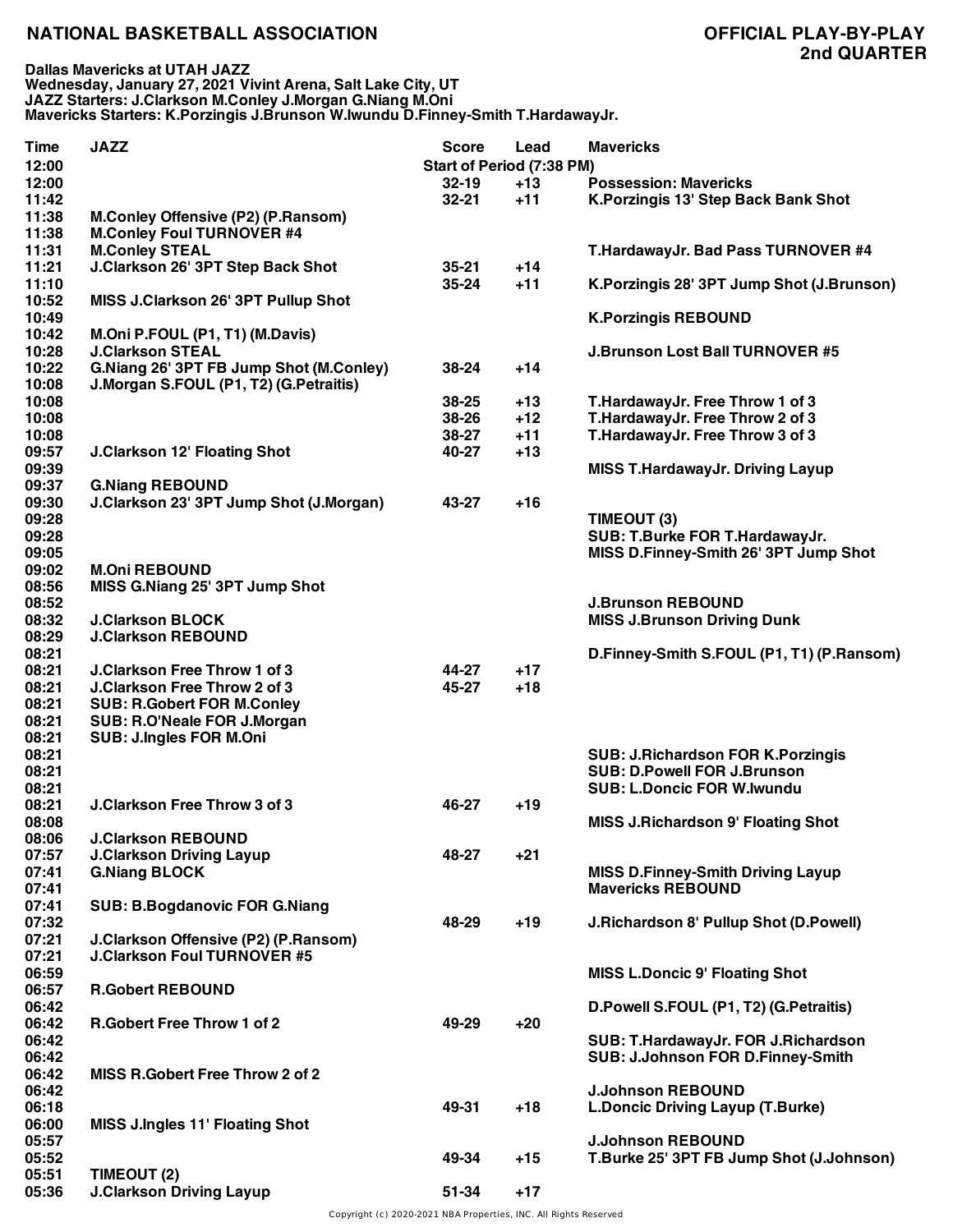# NATIONAL BASKETBALL ASSOCIATION

## OFFICIAL PLAY-BY-PLAY
## 2nd QUARTER

**Dallas Mavericks at UTAH JAZZ**
**Wednesday, January 27, 2021 Vivint Arena, Salt Lake City, UT**
**JAZZ Starters: J.Clarkson M.Conley J.Morgan G.Niang M.Oni**
**Mavericks Starters: K.Porzingis J.Brunson W.Iwundu D.Finney-Smith T.HardawayJr.**

| Time | JAZZ | Score | Lead | Mavericks |
|---|---|---|---|---|
| 12:00 | | Start of Period (7:38 PM) | | |
| 12:00 | | 32-19 | +13 | Possession: Mavericks |
| 11:42 | | 32-21 | +11 | K.Porzingis 13' Step Back Bank Shot |
| 11:38 | M.Conley Offensive (P2) (P.Ransom) | | | |
| 11:38 | M.Conley Foul TURNOVER #4 | | | |
| 11:31 | M.Conley STEAL | | | T.HardawayJr. Bad Pass TURNOVER #4 |
| 11:21 | J.Clarkson 26' 3PT Step Back Shot | 35-21 | +14 | |
| 11:10 | | 35-24 | +11 | K.Porzingis 28' 3PT Jump Shot (J.Brunson) |
| 10:52 | MISS J.Clarkson 26' 3PT Pullup Shot | | | |
| 10:49 | | | | K.Porzingis REBOUND |
| 10:42 | M.Oni P.FOUL (P1, T1) (M.Davis) | | | |
| 10:28 | J.Clarkson STEAL | | | J.Brunson Lost Ball TURNOVER #5 |
| 10:22 | G.Niang 26' 3PT FB Jump Shot (M.Conley) | 38-24 | +14 | |
| 10:08 | J.Morgan S.FOUL (P1, T2) (G.Petraitis) | | | |
| 10:08 | | 38-25 | +13 | T.HardawayJr. Free Throw 1 of 3 |
| 10:08 | | 38-26 | +12 | T.HardawayJr. Free Throw 2 of 3 |
| 10:08 | | 38-27 | +11 | T.HardawayJr. Free Throw 3 of 3 |
| 09:57 | J.Clarkson 12' Floating Shot | 40-27 | +13 | |
| 09:39 | | | | MISS T.HardawayJr. Driving Layup |
| 09:37 | G.Niang REBOUND | | | |
| 09:30 | J.Clarkson 23' 3PT Jump Shot (J.Morgan) | 43-27 | +16 | |
| 09:28 | | | | TIMEOUT (3) |
| 09:28 | | | | SUB: T.Burke FOR T.HardawayJr. |
| 09:05 | | | | MISS D.Finney-Smith 26' 3PT Jump Shot |
| 09:02 | M.Oni REBOUND | | | |
| 08:56 | MISS G.Niang 25' 3PT Jump Shot | | | |
| 08:52 | | | | J.Brunson REBOUND |
| 08:32 | J.Clarkson BLOCK | | | MISS J.Brunson Driving Dunk |
| 08:29 | J.Clarkson REBOUND | | | |
| 08:21 | | | | D.Finney-Smith S.FOUL (P1, T1) (P.Ransom) |
| 08:21 | J.Clarkson Free Throw 1 of 3 | 44-27 | +17 | |
| 08:21 | J.Clarkson Free Throw 2 of 3 | 45-27 | +18 | |
| 08:21 | SUB: R.Gobert FOR M.Conley | | | |
| 08:21 | SUB: R.O'Neale FOR J.Morgan | | | |
| 08:21 | SUB: J.Ingles FOR M.Oni | | | |
| 08:21 | | | | SUB: J.Richardson FOR K.Porzingis |
| 08:21 | | | | SUB: D.Powell FOR J.Brunson |
| 08:21 | | | | SUB: L.Doncic FOR W.Iwundu |
| 08:21 | J.Clarkson Free Throw 3 of 3 | 46-27 | +19 | |
| 08:08 | | | | MISS J.Richardson 9' Floating Shot |
| 08:06 | J.Clarkson REBOUND | | | |
| 07:57 | J.Clarkson Driving Layup | 48-27 | +21 | |
| 07:41 | G.Niang BLOCK | | | MISS D.Finney-Smith Driving Layup |
| 07:41 | | | | Mavericks REBOUND |
| 07:41 | SUB: B.Bogdanovic FOR G.Niang | | | |
| 07:32 | | 48-29 | +19 | J.Richardson 8' Pullup Shot (D.Powell) |
| 07:21 | J.Clarkson Offensive (P2) (P.Ransom) | | | |
| 07:21 | J.Clarkson Foul TURNOVER #5 | | | |
| 06:59 | | | | MISS L.Doncic 9' Floating Shot |
| 06:57 | R.Gobert REBOUND | | | |
| 06:42 | | | | D.Powell S.FOUL (P1, T2) (G.Petraitis) |
| 06:42 | R.Gobert Free Throw 1 of 2 | 49-29 | +20 | |
| 06:42 | | | | SUB: T.HardawayJr. FOR J.Richardson |
| 06:42 | | | | SUB: J.Johnson FOR D.Finney-Smith |
| 06:42 | MISS R.Gobert Free Throw 2 of 2 | | | |
| 06:42 | | | | J.Johnson REBOUND |
| 06:18 | | 49-31 | +18 | L.Doncic Driving Layup (T.Burke) |
| 06:00 | MISS J.Ingles 11' Floating Shot | | | |
| 05:57 | | | | J.Johnson REBOUND |
| 05:52 | | 49-34 | +15 | T.Burke 25' 3PT FB Jump Shot (J.Johnson) |
| 05:51 | TIMEOUT (2) | | | |
| 05:36 | J.Clarkson Driving Layup | 51-34 | +17 | |

Copyright (c) 2020-2021 NBA Properties, INC. All Rights Reserved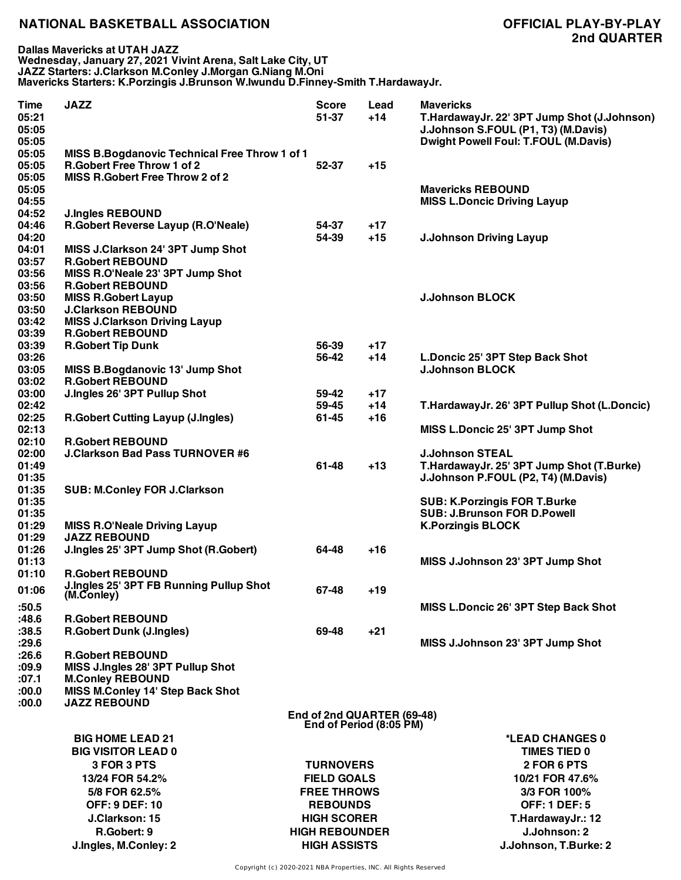# NATIONAL BASKETBALL ASSOCIATION

## OFFICIAL PLAY-BY-PLAY
## 2nd QUARTER

**Dallas Mavericks at UTAH JAZZ**
**Wednesday, January 27, 2021 Vivint Arena, Salt Lake City, UT**
**JAZZ Starters: J.Clarkson M.Conley J.Morgan G.Niang M.Oni**
**Mavericks Starters: K.Porzingis J.Brunson W.Iwundu D.Finney-Smith T.HardawayJr.**

| Time | JAZZ | Score | Lead | Mavericks |
|---|---|---|---|---|
| 05:21 | | 51-37 | +14 | T.HardawayJr. 22' 3PT Jump Shot (J.Johnson) |
| 05:05 | | | | J.Johnson S.FOUL (P1, T3) (M.Davis) |
| 05:05 | | | | Dwight Powell Foul: T.FOUL (M.Davis) |
| 05:05 | MISS B.Bogdanovic Technical Free Throw 1 of 1 | | | |
| 05:05 | R.Gobert Free Throw 1 of 2 | 52-37 | +15 | |
| 05:05 | MISS R.Gobert Free Throw 2 of 2 | | | |
| 05:05 | | | | Mavericks REBOUND |
| 04:55 | | | | MISS L.Doncic Driving Layup |
| 04:52 | J.Ingles REBOUND | | | |
| 04:46 | R.Gobert Reverse Layup (R.O'Neale) | 54-37 | +17 | |
| 04:20 | | 54-39 | +15 | J.Johnson Driving Layup |
| 04:01 | MISS J.Clarkson 24' 3PT Jump Shot | | | |
| 03:57 | R.Gobert REBOUND | | | |
| 03:56 | MISS R.O'Neale 23' 3PT Jump Shot | | | |
| 03:56 | R.Gobert REBOUND | | | |
| 03:50 | MISS R.Gobert Layup | | | J.Johnson BLOCK |
| 03:50 | J.Clarkson REBOUND | | | |
| 03:42 | MISS J.Clarkson Driving Layup | | | |
| 03:39 | R.Gobert REBOUND | | | |
| 03:39 | R.Gobert Tip Dunk | 56-39 | +17 | |
| 03:26 | | 56-42 | +14 | L.Doncic 25' 3PT Step Back Shot |
| 03:05 | MISS B.Bogdanovic 13' Jump Shot | | | J.Johnson BLOCK |
| 03:02 | R.Gobert REBOUND | | | |
| 03:00 | J.Ingles 26' 3PT Pullup Shot | 59-42 | +17 | |
| 02:42 | | 59-45 | +14 | T.HardawayJr. 26' 3PT Pullup Shot (L.Doncic) |
| 02:25 | R.Gobert Cutting Layup (J.Ingles) | 61-45 | +16 | |
| 02:13 | | | | MISS L.Doncic 25' 3PT Jump Shot |
| 02:10 | R.Gobert REBOUND | | | |
| 02:00 | J.Clarkson Bad Pass TURNOVER #6 | | | J.Johnson STEAL |
| 01:49 | | 61-48 | +13 | T.HardawayJr. 25' 3PT Jump Shot (T.Burke) |
| 01:35 | | | | J.Johnson P.FOUL (P2, T4) (M.Davis) |
| 01:35 | SUB: M.Conley FOR J.Clarkson | | | |
| 01:35 | | | | SUB: K.Porzingis FOR T.Burke |
| 01:35 | | | | SUB: J.Brunson FOR D.Powell |
| 01:29 | MISS R.O'Neale Driving Layup | | | K.Porzingis BLOCK |
| 01:29 | JAZZ REBOUND | | | |
| 01:26 | J.Ingles 25' 3PT Jump Shot (R.Gobert) | 64-48 | +16 | |
| 01:13 | | | | MISS J.Johnson 23' 3PT Jump Shot |
| 01:10 | R.Gobert REBOUND | | | |
| 01:06 | J.Ingles 25' 3PT FB Running Pullup Shot (M.Conley) | 67-48 | +19 | |
| :50.5 | | | | MISS L.Doncic 26' 3PT Step Back Shot |
| :48.6 | R.Gobert REBOUND | | | |
| :38.5 | R.Gobert Dunk (J.Ingles) | 69-48 | +21 | |
| :29.6 | | | | MISS J.Johnson 23' 3PT Jump Shot |
| :26.6 | R.Gobert REBOUND | | | |
| :09.9 | MISS J.Ingles 28' 3PT Pullup Shot | | | |
| :07.1 | M.Conley REBOUND | | | |
| :00.0 | MISS M.Conley 14' Step Back Shot | | | |
| :00.0 | JAZZ REBOUND | | | |

**End of 2nd QUARTER (69-48)**
**End of Period (8:05 PM)**

| JAZZ | | Mavericks |
|---|---|---|
| BIG HOME LEAD 21 | | *LEAD CHANGES 0 |
| BIG VISITOR LEAD 0 | | TIMES TIED 0 |
| 3 FOR 3 PTS | TURNOVERS | 2 FOR 6 PTS |
| 13/24 FOR 54.2% | FIELD GOALS | 10/21 FOR 47.6% |
| 5/8 FOR 62.5% | FREE THROWS | 3/3 FOR 100% |
| OFF: 9 DEF: 10 | REBOUNDS | OFF: 1 DEF: 5 |
| J.Clarkson: 15 | HIGH SCORER | T.HardawayJr.: 12 |
| R.Gobert: 9 | HIGH REBOUNDER | J.Johnson: 2 |
| J.Ingles, M.Conley: 2 | HIGH ASSISTS | J.Johnson, T.Burke: 2 |

Copyright (c) 2020-2021 NBA Properties, INC. All Rights Reserved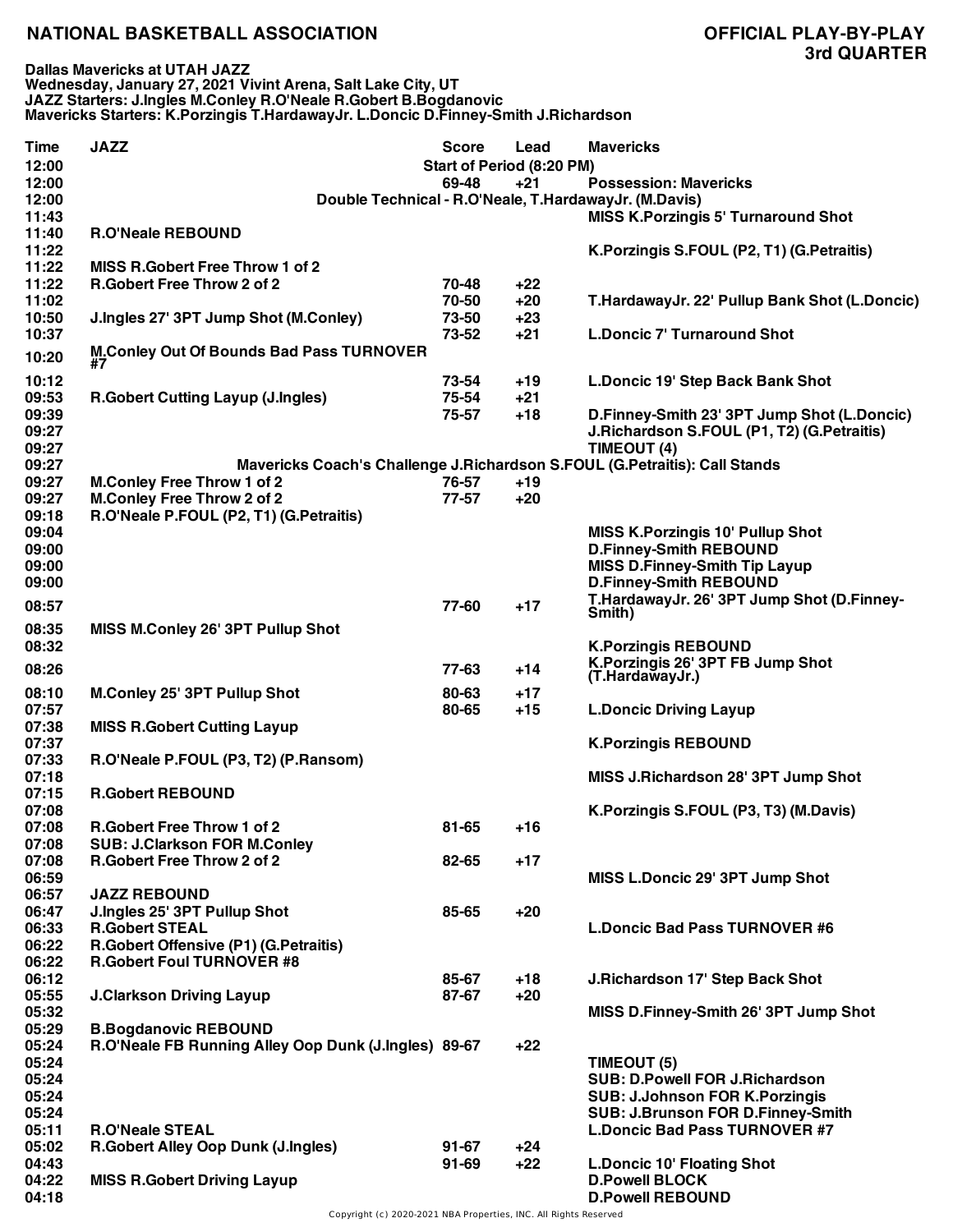# NATIONAL BASKETBALL ASSOCIATION

## OFFICIAL PLAY-BY-PLAY
## 3rd QUARTER

**Dallas Mavericks at UTAH JAZZ**
**Wednesday, January 27, 2021 Vivint Arena, Salt Lake City, UT**
**JAZZ Starters: J.Ingles M.Conley R.O'Neale R.Gobert B.Bogdanovic**
**Mavericks Starters: K.Porzingis T.HardawayJr. L.Doncic D.Finney-Smith J.Richardson**

| Time | JAZZ | Score | Lead | Mavericks |
|---|---|---|---|---|
| 12:00 | | Start of Period (8:20 PM) | | |
| 12:00 | | 69-48 | +21 | Possession: Mavericks |
| 12:00 | Double Technical - R.O'Neale, T.HardawayJr. (M.Davis) | | | |
| 11:43 | | | | MISS K.Porzingis 5' Turnaround Shot |
| 11:40 | R.O'Neale REBOUND | | | |
| 11:22 | | | | K.Porzingis S.FOUL (P2, T1) (G.Petraitis) |
| 11:22 | MISS R.Gobert Free Throw 1 of 2 | | | |
| 11:22 | R.Gobert Free Throw 2 of 2 | 70-48 | +22 | |
| 11:02 | | 70-50 | +20 | T.HardawayJr. 22' Pullup Bank Shot (L.Doncic) |
| 10:50 | J.Ingles 27' 3PT Jump Shot (M.Conley) | 73-50 | +23 | |
| 10:37 | | 73-52 | +21 | L.Doncic 7' Turnaround Shot |
| 10:20 | M.Conley Out Of Bounds Bad Pass TURNOVER #7 | | | |
| 10:12 | | 73-54 | +19 | L.Doncic 19' Step Back Bank Shot |
| 09:53 | R.Gobert Cutting Layup (J.Ingles) | 75-54 | +21 | |
| 09:39 | | 75-57 | +18 | D.Finney-Smith 23' 3PT Jump Shot (L.Doncic) |
| 09:27 | | | | J.Richardson S.FOUL (P1, T2) (G.Petraitis) |
| 09:27 | | | | TIMEOUT (4) |
| 09:27 | Mavericks Coach's Challenge J.Richardson S.FOUL (G.Petraitis): Call Stands | | | |
| 09:27 | M.Conley Free Throw 1 of 2 | 76-57 | +19 | |
| 09:27 | M.Conley Free Throw 2 of 2 | 77-57 | +20 | |
| 09:18 | R.O'Neale P.FOUL (P2, T1) (G.Petraitis) | | | |
| 09:04 | | | | MISS K.Porzingis 10' Pullup Shot |
| 09:00 | | | | D.Finney-Smith REBOUND |
| 09:00 | | | | MISS D.Finney-Smith Tip Layup |
| 09:00 | | | | D.Finney-Smith REBOUND |
| 08:57 | | 77-60 | +17 | T.HardawayJr. 26' 3PT Jump Shot (D.Finney-Smith) |
| 08:35 | MISS M.Conley 26' 3PT Pullup Shot | | | |
| 08:32 | | | | K.Porzingis REBOUND |
| 08:26 | | 77-63 | +14 | K.Porzingis 26' 3PT FB Jump Shot (T.HardawayJr.) |
| 08:10 | M.Conley 25' 3PT Pullup Shot | 80-63 | +17 | |
| 07:57 | | 80-65 | +15 | L.Doncic Driving Layup |
| 07:38 | MISS R.Gobert Cutting Layup | | | |
| 07:37 | | | | K.Porzingis REBOUND |
| 07:33 | R.O'Neale P.FOUL (P3, T2) (P.Ransom) | | | |
| 07:18 | | | | MISS J.Richardson 28' 3PT Jump Shot |
| 07:15 | R.Gobert REBOUND | | | |
| 07:08 | | | | K.Porzingis S.FOUL (P3, T3) (M.Davis) |
| 07:08 | R.Gobert Free Throw 1 of 2 | 81-65 | +16 | |
| 07:08 | SUB: J.Clarkson FOR M.Conley | | | |
| 07:08 | R.Gobert Free Throw 2 of 2 | 82-65 | +17 | |
| 06:59 | | | | MISS L.Doncic 29' 3PT Jump Shot |
| 06:57 | JAZZ REBOUND | | | |
| 06:47 | J.Ingles 25' 3PT Pullup Shot | 85-65 | +20 | |
| 06:33 | R.Gobert STEAL | | | L.Doncic Bad Pass TURNOVER #6 |
| 06:22 | R.Gobert Offensive (P1) (G.Petraitis) | | | |
| 06:22 | R.Gobert Foul TURNOVER #8 | | | |
| 06:12 | | 85-67 | +18 | J.Richardson 17' Step Back Shot |
| 05:55 | J.Clarkson Driving Layup | 87-67 | +20 | |
| 05:32 | | | | MISS D.Finney-Smith 26' 3PT Jump Shot |
| 05:29 | B.Bogdanovic REBOUND | | | |
| 05:24 | R.O'Neale FB Running Alley Oop Dunk (J.Ingles) | 89-67 | +22 | |
| 05:24 | | | | TIMEOUT (5) |
| 05:24 | | | | SUB: D.Powell FOR J.Richardson |
| 05:24 | | | | SUB: J.Johnson FOR K.Porzingis |
| 05:24 | | | | SUB: J.Brunson FOR D.Finney-Smith |
| 05:11 | R.O'Neale STEAL | | | L.Doncic Bad Pass TURNOVER #7 |
| 05:02 | R.Gobert Alley Oop Dunk (J.Ingles) | 91-67 | +24 | |
| 04:43 | | 91-69 | +22 | L.Doncic 10' Floating Shot |
| 04:22 | MISS R.Gobert Driving Layup | | | D.Powell BLOCK |
| 04:18 | | | | D.Powell REBOUND |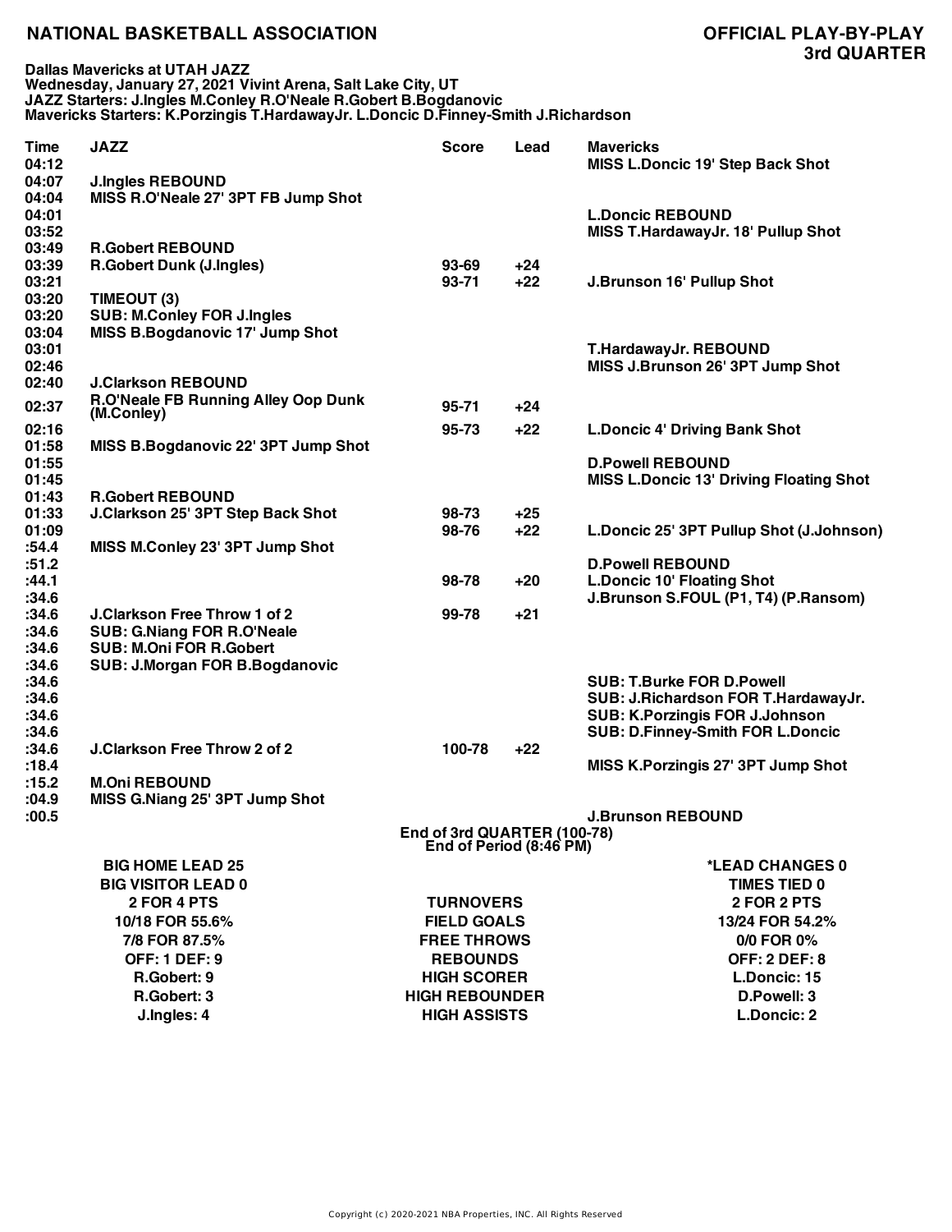# NATIONAL BASKETBALL ASSOCIATION

## OFFICIAL PLAY-BY-PLAY
## 3rd QUARTER

**Dallas Mavericks at UTAH JAZZ**
**Wednesday, January 27, 2021 Vivint Arena, Salt Lake City, UT**
**JAZZ Starters: J.Ingles M.Conley R.O'Neale R.Gobert B.Bogdanovic**
**Mavericks Starters: K.Porzingis T.HardawayJr. L.Doncic D.Finney-Smith J.Richardson**

| Time | JAZZ | Score | Lead | Mavericks |
|---|---|---|---|---|
| 04:12 | | | | MISS L.Doncic 19' Step Back Shot |
| 04:07 | J.Ingles REBOUND | | | |
| 04:04 | MISS R.O'Neale 27' 3PT FB Jump Shot | | | |
| 04:01 | | | | L.Doncic REBOUND |
| 03:52 | | | | MISS T.HardawayJr. 18' Pullup Shot |
| 03:49 | R.Gobert REBOUND | | | |
| 03:39 | R.Gobert Dunk (J.Ingles) | 93-69 | +24 | |
| 03:21 | | 93-71 | +22 | J.Brunson 16' Pullup Shot |
| 03:20 | TIMEOUT (3) | | | |
| 03:20 | SUB: M.Conley FOR J.Ingles | | | |
| 03:04 | MISS B.Bogdanovic 17' Jump Shot | | | |
| 03:01 | | | | T.HardawayJr. REBOUND |
| 02:46 | | | | MISS J.Brunson 26' 3PT Jump Shot |
| 02:40 | J.Clarkson REBOUND | | | |
| 02:37 | R.O'Neale FB Running Alley Oop Dunk (M.Conley) | 95-71 | +24 | |
| 02:16 | | 95-73 | +22 | L.Doncic 4' Driving Bank Shot |
| 01:58 | MISS B.Bogdanovic 22' 3PT Jump Shot | | | |
| 01:55 | | | | D.Powell REBOUND |
| 01:45 | | | | MISS L.Doncic 13' Driving Floating Shot |
| 01:43 | R.Gobert REBOUND | | | |
| 01:33 | J.Clarkson 25' 3PT Step Back Shot | 98-73 | +25 | |
| 01:09 | | 98-76 | +22 | L.Doncic 25' 3PT Pullup Shot (J.Johnson) |
| :54.4 | MISS M.Conley 23' 3PT Jump Shot | | | |
| :51.2 | | | | D.Powell REBOUND |
| :44.1 | | 98-78 | +20 | L.Doncic 10' Floating Shot |
| :34.6 | | | | J.Brunson S.FOUL (P1, T4) (P.Ransom) |
| :34.6 | J.Clarkson Free Throw 1 of 2 | 99-78 | +21 | |
| :34.6 | SUB: G.Niang FOR R.O'Neale | | | |
| :34.6 | SUB: M.Oni FOR R.Gobert | | | |
| :34.6 | SUB: J.Morgan FOR B.Bogdanovic | | | |
| :34.6 | | | | SUB: T.Burke FOR D.Powell |
| :34.6 | | | | SUB: J.Richardson FOR T.HardawayJr. |
| :34.6 | | | | SUB: K.Porzingis FOR J.Johnson |
| :34.6 | | | | SUB: D.Finney-Smith FOR L.Doncic |
| :34.6 | J.Clarkson Free Throw 2 of 2 | 100-78 | +22 | |
| :18.4 | | | | MISS K.Porzingis 27' 3PT Jump Shot |
| :15.2 | M.Oni REBOUND | | | |
| :04.9 | MISS G.Niang 25' 3PT Jump Shot | | | |
| :00.5 | | | | J.Brunson REBOUND |

**End of 3rd QUARTER (100-78)**
**End of Period (8:46 PM)**

| JAZZ | | Mavericks |
|---|---|---|
| BIG HOME LEAD 25 | | *LEAD CHANGES 0 |
| BIG VISITOR LEAD 0 | | TIMES TIED 0 |
| 2 FOR 4 PTS | TURNOVERS | 2 FOR 2 PTS |
| 10/18 FOR 55.6% | FIELD GOALS | 13/24 FOR 54.2% |
| 7/8 FOR 87.5% | FREE THROWS | 0/0 FOR 0% |
| OFF: 1 DEF: 9 | REBOUNDS | OFF: 2 DEF: 8 |
| R.Gobert: 9 | HIGH SCORER | L.Doncic: 15 |
| R.Gobert: 3 | HIGH REBOUNDER | D.Powell: 3 |
| J.Ingles: 4 | HIGH ASSISTS | L.Doncic: 2 |

Copyright (c) 2020-2021 NBA Properties, INC. All Rights Reserved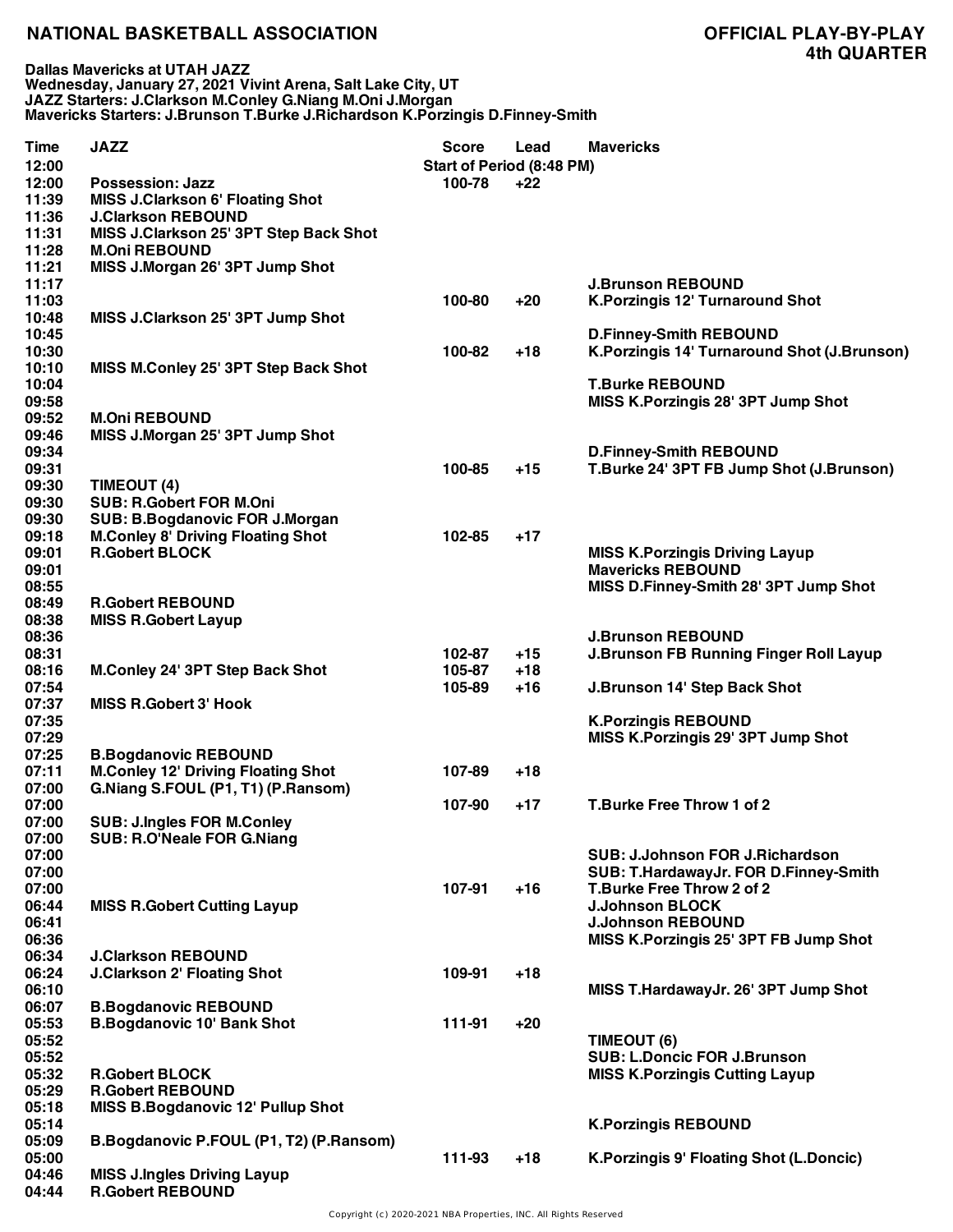## NATIONAL BASKETBALL ASSOCIATION

## OFFICIAL PLAY-BY-PLAY
## 4th QUARTER

**Dallas Mavericks at UTAH JAZZ**
**Wednesday, January 27, 2021 Vivint Arena, Salt Lake City, UT**
**JAZZ Starters: J.Clarkson M.Conley G.Niang M.Oni J.Morgan**
**Mavericks Starters: J.Brunson T.Burke J.Richardson K.Porzingis D.Finney-Smith**

| Time | JAZZ | Score | Lead | Mavericks |
|---|---|---|---|---|
| 12:00 | | Start of Period (8:48 PM) | | |
| 12:00 | Possession: Jazz | 100-78 | +22 | |
| 11:39 | MISS J.Clarkson 6' Floating Shot | | | |
| 11:36 | J.Clarkson REBOUND | | | |
| 11:31 | MISS J.Clarkson 25' 3PT Step Back Shot | | | |
| 11:28 | M.Oni REBOUND | | | |
| 11:21 | MISS J.Morgan 26' 3PT Jump Shot | | | |
| 11:17 | | | | J.Brunson REBOUND |
| 11:03 | | 100-80 | +20 | K.Porzingis 12' Turnaround Shot |
| 10:48 | MISS J.Clarkson 25' 3PT Jump Shot | | | |
| 10:45 | | | | D.Finney-Smith REBOUND |
| 10:30 | | 100-82 | +18 | K.Porzingis 14' Turnaround Shot (J.Brunson) |
| 10:10 | MISS M.Conley 25' 3PT Step Back Shot | | | |
| 10:04 | | | | T.Burke REBOUND |
| 09:58 | | | | MISS K.Porzingis 28' 3PT Jump Shot |
| 09:52 | M.Oni REBOUND | | | |
| 09:46 | MISS J.Morgan 25' 3PT Jump Shot | | | |
| 09:34 | | | | D.Finney-Smith REBOUND |
| 09:31 | | 100-85 | +15 | T.Burke 24' 3PT FB Jump Shot (J.Brunson) |
| 09:30 | TIMEOUT (4) | | | |
| 09:30 | SUB: R.Gobert FOR M.Oni | | | |
| 09:30 | SUB: B.Bogdanovic FOR J.Morgan | | | |
| 09:18 | M.Conley 8' Driving Floating Shot | 102-85 | +17 | |
| 09:01 | R.Gobert BLOCK | | | MISS K.Porzingis Driving Layup |
| 09:01 | | | | Mavericks REBOUND |
| 08:55 | | | | MISS D.Finney-Smith 28' 3PT Jump Shot |
| 08:49 | R.Gobert REBOUND | | | |
| 08:38 | MISS R.Gobert Layup | | | |
| 08:36 | | | | J.Brunson REBOUND |
| 08:31 | | 102-87 | +15 | J.Brunson FB Running Finger Roll Layup |
| 08:16 | M.Conley 24' 3PT Step Back Shot | 105-87 | +18 | |
| 07:54 | | 105-89 | +16 | J.Brunson 14' Step Back Shot |
| 07:37 | MISS R.Gobert 3' Hook | | | |
| 07:35 | | | | K.Porzingis REBOUND |
| 07:29 | | | | MISS K.Porzingis 29' 3PT Jump Shot |
| 07:25 | B.Bogdanovic REBOUND | | | |
| 07:11 | M.Conley 12' Driving Floating Shot | 107-89 | +18 | |
| 07:00 | G.Niang S.FOUL (P1, T1) (P.Ransom) | | | |
| 07:00 | | 107-90 | +17 | T.Burke Free Throw 1 of 2 |
| 07:00 | SUB: J.Ingles FOR M.Conley | | | |
| 07:00 | SUB: R.O'Neale FOR G.Niang | | | |
| 07:00 | | | | SUB: J.Johnson FOR J.Richardson |
| 07:00 | | | | SUB: T.HardawayJr. FOR D.Finney-Smith |
| 07:00 | | 107-91 | +16 | T.Burke Free Throw 2 of 2 |
| 06:44 | MISS R.Gobert Cutting Layup | | | J.Johnson BLOCK |
| 06:41 | | | | J.Johnson REBOUND |
| 06:36 | | | | MISS K.Porzingis 25' 3PT FB Jump Shot |
| 06:34 | J.Clarkson REBOUND | | | |
| 06:24 | J.Clarkson 2' Floating Shot | 109-91 | +18 | |
| 06:10 | | | | MISS T.HardawayJr. 26' 3PT Jump Shot |
| 06:07 | B.Bogdanovic REBOUND | | | |
| 05:53 | B.Bogdanovic 10' Bank Shot | 111-91 | +20 | |
| 05:52 | | | | TIMEOUT (6) |
| 05:52 | | | | SUB: L.Doncic FOR J.Brunson |
| 05:32 | R.Gobert BLOCK | | | MISS K.Porzingis Cutting Layup |
| 05:29 | R.Gobert REBOUND | | | |
| 05:18 | MISS B.Bogdanovic 12' Pullup Shot | | | |
| 05:14 | | | | K.Porzingis REBOUND |
| 05:09 | B.Bogdanovic P.FOUL (P1, T2) (P.Ransom) | | | |
| 05:00 | | 111-93 | +18 | K.Porzingis 9' Floating Shot (L.Doncic) |
| 04:46 | MISS J.Ingles Driving Layup | | | |
| 04:44 | R.Gobert REBOUND | | | |

Copyright (c) 2020-2021 NBA Properties, INC. All Rights Reserved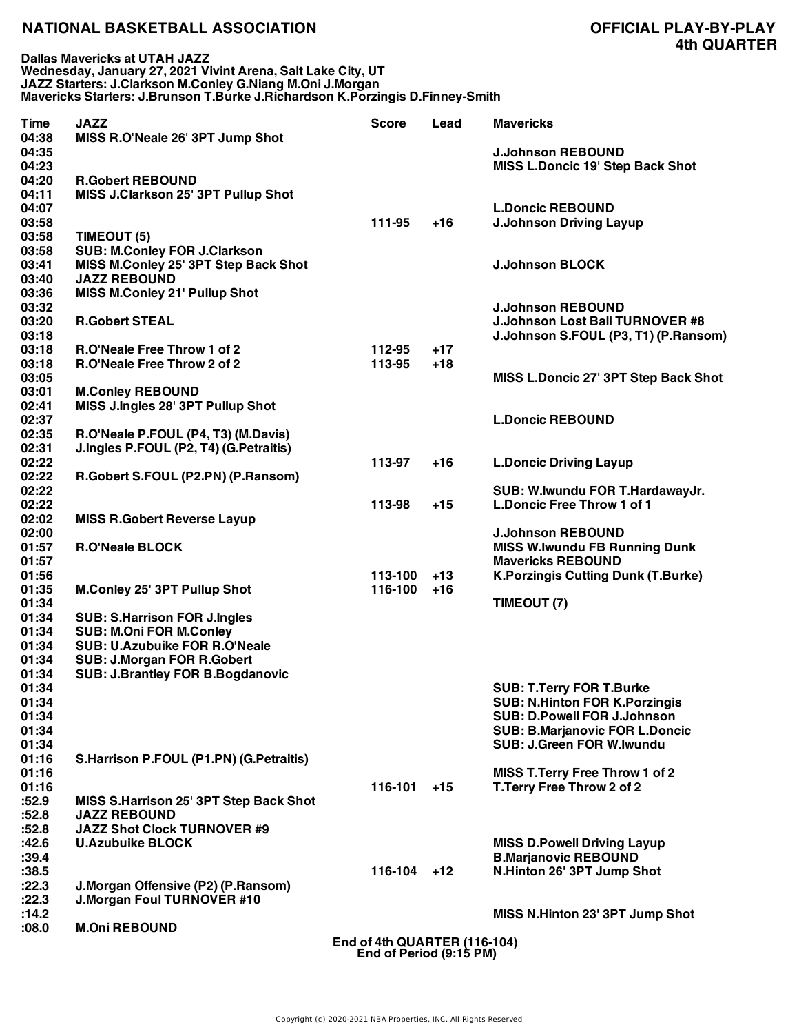# NATIONAL BASKETBALL ASSOCIATION

## OFFICIAL PLAY-BY-PLAY
## 4th QUARTER

**Dallas Mavericks at UTAH JAZZ**
**Wednesday, January 27, 2021 Vivint Arena, Salt Lake City, UT**
**JAZZ Starters: J.Clarkson M.Conley G.Niang M.Oni J.Morgan**
**Mavericks Starters: J.Brunson T.Burke J.Richardson K.Porzingis D.Finney-Smith**

| Time | JAZZ | Score | Lead | Mavericks |
|---|---|---|---|---|
| 04:38 | MISS R.O'Neale 26' 3PT Jump Shot | | | |
| 04:35 | | | | J.Johnson REBOUND |
| 04:23 | | | | MISS L.Doncic 19' Step Back Shot |
| 04:20 | R.Gobert REBOUND | | | |
| 04:11 | MISS J.Clarkson 25' 3PT Pullup Shot | | | |
| 04:07 | | | | L.Doncic REBOUND |
| 03:58 | | 111-95 | +16 | J.Johnson Driving Layup |
| 03:58 | TIMEOUT (5) | | | |
| 03:58 | SUB: M.Conley FOR J.Clarkson | | | |
| 03:41 | MISS M.Conley 25' 3PT Step Back Shot | | | J.Johnson BLOCK |
| 03:40 | JAZZ REBOUND | | | |
| 03:36 | MISS M.Conley 21' Pullup Shot | | | |
| 03:32 | | | | J.Johnson REBOUND |
| 03:20 | R.Gobert STEAL | | | J.Johnson Lost Ball TURNOVER #8 |
| 03:18 | | | | J.Johnson S.FOUL (P3, T1) (P.Ransom) |
| 03:18 | R.O'Neale Free Throw 1 of 2 | 112-95 | +17 | |
| 03:18 | R.O'Neale Free Throw 2 of 2 | 113-95 | +18 | |
| 03:05 | | | | MISS L.Doncic 27' 3PT Step Back Shot |
| 03:01 | M.Conley REBOUND | | | |
| 02:41 | MISS J.Ingles 28' 3PT Pullup Shot | | | |
| 02:37 | | | | L.Doncic REBOUND |
| 02:35 | R.O'Neale P.FOUL (P4, T3) (M.Davis) | | | |
| 02:31 | J.Ingles P.FOUL (P2, T4) (G.Petraitis) | | | |
| 02:22 | | 113-97 | +16 | L.Doncic Driving Layup |
| 02:22 | R.Gobert S.FOUL (P2.PN) (P.Ransom) | | | |
| 02:22 | | | | SUB: W.Iwundu FOR T.HardawayJr. |
| 02:22 | | 113-98 | +15 | L.Doncic Free Throw 1 of 1 |
| 02:02 | MISS R.Gobert Reverse Layup | | | |
| 02:00 | | | | J.Johnson REBOUND |
| 01:57 | R.O'Neale BLOCK | | | MISS W.Iwundu FB Running Dunk |
| 01:57 | | | | Mavericks REBOUND |
| 01:56 | | 113-100 | +13 | K.Porzingis Cutting Dunk (T.Burke) |
| 01:35 | M.Conley 25' 3PT Pullup Shot | 116-100 | +16 | |
| 01:34 | | | | TIMEOUT (7) |
| 01:34 | SUB: S.Harrison FOR J.Ingles | | | |
| 01:34 | SUB: M.Oni FOR M.Conley | | | |
| 01:34 | SUB: U.Azubuike FOR R.O'Neale | | | |
| 01:34 | SUB: J.Morgan FOR R.Gobert | | | |
| 01:34 | SUB: J.Brantley FOR B.Bogdanovic | | | |
| 01:34 | | | | SUB: T.Terry FOR T.Burke |
| 01:34 | | | | SUB: N.Hinton FOR K.Porzingis |
| 01:34 | | | | SUB: D.Powell FOR J.Johnson |
| 01:34 | | | | SUB: B.Marjanovic FOR L.Doncic |
| 01:34 | | | | SUB: J.Green FOR W.Iwundu |
| 01:16 | S.Harrison P.FOUL (P1.PN) (G.Petraitis) | | | |
| 01:16 | | | | MISS T.Terry Free Throw 1 of 2 |
| 01:16 | | 116-101 | +15 | T.Terry Free Throw 2 of 2 |
| :52.9 | MISS S.Harrison 25' 3PT Step Back Shot | | | |
| :52.8 | JAZZ REBOUND | | | |
| :52.8 | JAZZ Shot Clock TURNOVER #9 | | | |
| :42.6 | U.Azubuike BLOCK | | | MISS D.Powell Driving Layup |
| :39.4 | | | | B.Marjanovic REBOUND |
| :38.5 | | 116-104 | +12 | N.Hinton 26' 3PT Jump Shot |
| :22.3 | J.Morgan Offensive (P2) (P.Ransom) | | | |
| :22.3 | J.Morgan Foul TURNOVER #10 | | | |
| :14.2 | | | | MISS N.Hinton 23' 3PT Jump Shot |
| :08.0 | M.Oni REBOUND | | | |

**End of 4th QUARTER (116-104)**
**End of Period (9:15 PM)**

Copyright (c) 2020-2021 NBA Properties, INC. All Rights Reserved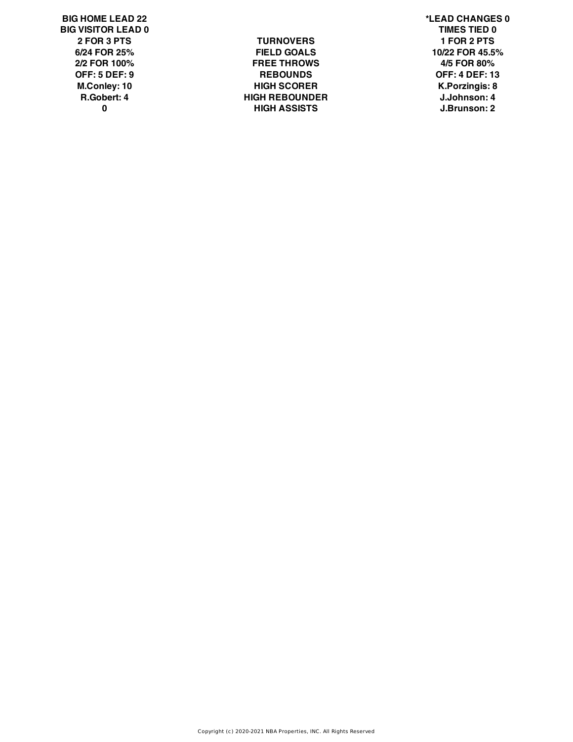| | | |
|---|---|---|
| BIG HOME LEAD 22 | | *LEAD CHANGES 0 |
| BIG VISITOR LEAD 0 | | TIMES TIED 0 |
| 2 FOR 3 PTS | TURNOVERS | 1 FOR 2 PTS |
| 6/24 FOR 25% | FIELD GOALS | 10/22 FOR 45.5% |
| 2/2 FOR 100% | FREE THROWS | 4/5 FOR 80% |
| OFF: 5 DEF: 9 | REBOUNDS | OFF: 4 DEF: 13 |
| M.Conley: 10 | HIGH SCORER | K.Porzingis: 8 |
| R.Gobert: 4 | HIGH REBOUNDER | J.Johnson: 4 |
| 0 | HIGH ASSISTS | J.Brunson: 2 |

Copyright (c) 2020-2021 NBA Properties, INC. All Rights Reserved